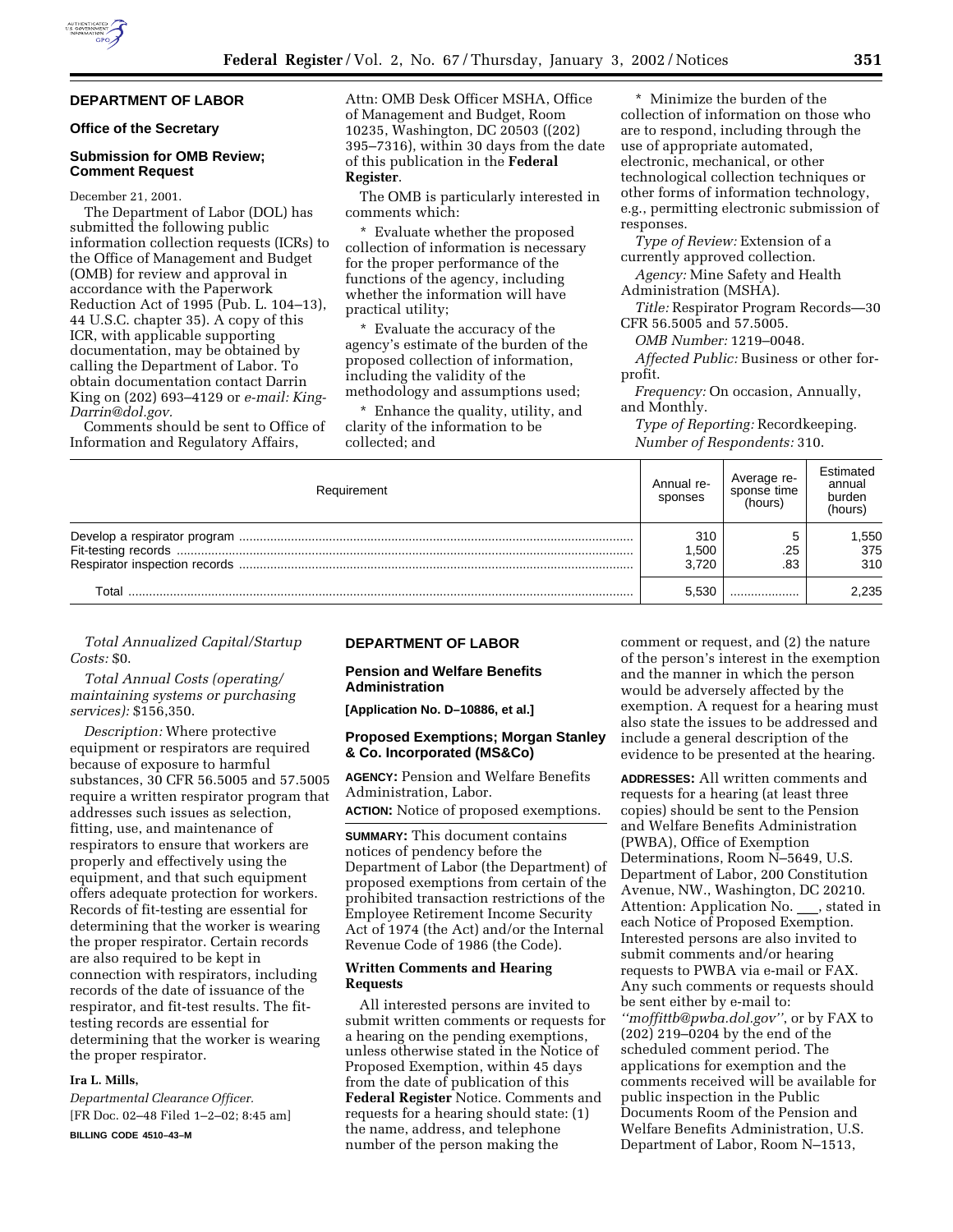## DEPARTMENT OF LABOR

### Office of the Secretary

### Submission for OMB Review; Comment Request

December 21, 2001.

The Department of Labor (DOL) has submitted the following public information collection requests (ICRs) to the Office of Management and Budget (OMB) for review and approval in accordance with the Paperwork Reduction Act of 1995 (Pub. L. 104–13), 44 U.S.C. chapter 35). A copy of this ICR, with applicable supporting documentation, may be obtained by calling the Department of Labor. To obtain documentation contact Darrin King on (202) 693–4129 or *e-mail: King-Darrin@dol.gov.*

Comments should be sent to Office of Information and Regulatory Affairs, Attn: OMB Desk Officer MSHA, Office of Management and Budget, Room 10235, Washington, DC 20503 ((202) 395–7316), within 30 days from the date of this publication in the **Federal Register**.

The OMB is particularly interested in comments which:

* Evaluate whether the proposed collection of information is necessary for the proper performance of the functions of the agency, including whether the information will have practical utility;

* Evaluate the accuracy of the agency's estimate of the burden of the proposed collection of information, including the validity of the methodology and assumptions used;

* Enhance the quality, utility, and clarity of the information to be collected; and

* Minimize the burden of the collection of information on those who are to respond, including through the use of appropriate automated, electronic, mechanical, or other technological collection techniques or other forms of information technology, e.g., permitting electronic submission of responses.

*Type of Review:* Extension of a currently approved collection.

*Agency:* Mine Safety and Health Administration (MSHA).

*Title:* Respirator Program Records—30 CFR 56.5005 and 57.5005.

*OMB Number:* 1219–0048.

*Affected Public:* Business or other for-profit.

*Frequency:* On occasion, Annually, and Monthly.

*Type of Reporting:* Recordkeeping.

*Number of Respondents:* 310.

| Requirement | Annual responses | Average response time (hours) | Estimated annual burden (hours) |
|---|---|---|---|
| Develop a respirator program | 310 | 5 | 1,550 |
| Fit-testing records | 1,500 | .25 | 375 |
| Respirator inspection records | 3,720 | .83 | 310 |
| Total | 5,530 | | 2,235 |

*Total Annualized Capital/Startup Costs:* $0.

*Total Annual Costs (operating/maintaining systems or purchasing services):* $156,350.

*Description:* Where protective equipment or respirators are required because of exposure to harmful substances, 30 CFR 56.5005 and 57.5005 require a written respirator program that addresses such issues as selection, fitting, use, and maintenance of respirators to ensure that workers are properly and effectively using the equipment, and that such equipment offers adequate protection for workers. Records of fit-testing are essential for determining that the worker is wearing the proper respirator. Certain records are also required to be kept in connection with respirators, including records of the date of issuance of the respirator, and fit-test results. The fit-testing records are essential for determining that the worker is wearing the proper respirator.

**Ira L. Mills,**

*Departmental Clearance Officer.*

[FR Doc. 02–48 Filed 1–2–02; 8:45 am]

**BILLING CODE 4510–43–M**

## DEPARTMENT OF LABOR

### Pension and Welfare Benefits Administration

**[Application No. D–10886, et al.]**

### Proposed Exemptions; Morgan Stanley & Co. Incorporated (MS&Co)

**AGENCY:** Pension and Welfare Benefits Administration, Labor.

**ACTION:** Notice of proposed exemptions.

**SUMMARY:** This document contains notices of pendency before the Department of Labor (the Department) of proposed exemptions from certain of the prohibited transaction restrictions of the Employee Retirement Income Security Act of 1974 (the Act) and/or the Internal Revenue Code of 1986 (the Code).

#### Written Comments and Hearing Requests

All interested persons are invited to submit written comments or requests for a hearing on the pending exemptions, unless otherwise stated in the Notice of Proposed Exemption, within 45 days from the date of publication of this **Federal Register** Notice. Comments and requests for a hearing should state: (1) the name, address, and telephone number of the person making the comment or request, and (2) the nature of the person's interest in the exemption and the manner in which the person would be adversely affected by the exemption. A request for a hearing must also state the issues to be addressed and include a general description of the evidence to be presented at the hearing.

**ADDRESSES:** All written comments and requests for a hearing (at least three copies) should be sent to the Pension and Welfare Benefits Administration (PWBA), Office of Exemption Determinations, Room N–5649, U.S. Department of Labor, 200 Constitution Avenue, NW., Washington, DC 20210. Attention: Application No. ___, stated in each Notice of Proposed Exemption. Interested persons are also invited to submit comments and/or hearing requests to PWBA via e-mail or FAX. Any such comments or requests should be sent either by e-mail to: *''moffittb@pwba.dol.gov''*, or by FAX to (202) 219–0204 by the end of the scheduled comment period. The applications for exemption and the comments received will be available for public inspection in the Public Documents Room of the Pension and Welfare Benefits Administration, U.S. Department of Labor, Room N–1513,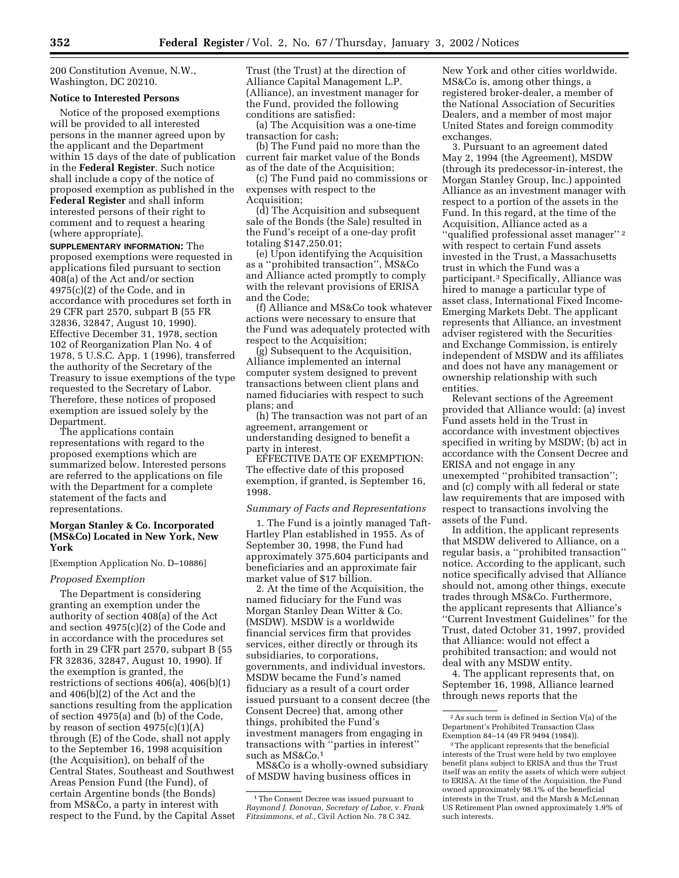200 Constitution Avenue, N.W., Washington, DC 20210.

**Notice to Interested Persons**

Notice of the proposed exemptions will be provided to all interested persons in the manner agreed upon by the applicant and the Department within 15 days of the date of publication in the **Federal Register**. Such notice shall include a copy of the notice of proposed exemption as published in the **Federal Register** and shall inform interested persons of their right to comment and to request a hearing (where appropriate).

**SUPPLEMENTARY INFORMATION:** The proposed exemptions were requested in applications filed pursuant to section 408(a) of the Act and/or section 4975(c)(2) of the Code, and in accordance with procedures set forth in 29 CFR part 2570, subpart B (55 FR 32836, 32847, August 10, 1990). Effective December 31, 1978, section 102 of Reorganization Plan No. 4 of 1978, 5 U.S.C. App. 1 (1996), transferred the authority of the Secretary of the Treasury to issue exemptions of the type requested to the Secretary of Labor. Therefore, these notices of proposed exemption are issued solely by the Department.

The applications contain representations with regard to the proposed exemptions which are summarized below. Interested persons are referred to the applications on file with the Department for a complete statement of the facts and representations.

### Morgan Stanley & Co. Incorporated (MS&Co) Located in New York, New York

[Exemption Application No. D–10886]

*Proposed Exemption*

The Department is considering granting an exemption under the authority of section 408(a) of the Act and section 4975(c)(2) of the Code and in accordance with the procedures set forth in 29 CFR part 2570, subpart B (55 FR 32836, 32847, August 10, 1990). If the exemption is granted, the restrictions of sections 406(a), 406(b)(1) and 406(b)(2) of the Act and the sanctions resulting from the application of section 4975(a) and (b) of the Code, by reason of section 4975(c)(1)(A) through (E) of the Code, shall not apply to the September 16, 1998 acquisition (the Acquisition), on behalf of the Central States, Southeast and Southwest Areas Pension Fund (the Fund), of certain Argentine bonds (the Bonds) from MS&Co, a party in interest with respect to the Fund, by the Capital Asset Trust (the Trust) at the direction of Alliance Capital Management L.P. (Alliance), an investment manager for the Fund, provided the following conditions are satisfied:

(a) The Acquisition was a one-time transaction for cash;

(b) The Fund paid no more than the current fair market value of the Bonds as of the date of the Acquisition;

(c) The Fund paid no commissions or expenses with respect to the Acquisition;

(d) The Acquisition and subsequent sale of the Bonds (the Sale) resulted in the Fund's receipt of a one-day profit totaling $147,250.01;

(e) Upon identifying the Acquisition as a ''prohibited transaction'', MS&Co and Alliance acted promptly to comply with the relevant provisions of ERISA and the Code;

(f) Alliance and MS&Co took whatever actions were necessary to ensure that the Fund was adequately protected with respect to the Acquisition;

(g) Subsequent to the Acquisition, Alliance implemented an internal computer system designed to prevent transactions between client plans and named fiduciaries with respect to such plans; and

(h) The transaction was not part of an agreement, arrangement or understanding designed to benefit a party in interest.

EFFECTIVE DATE OF EXEMPTION: The effective date of this proposed exemption, if granted, is September 16, 1998.

*Summary of Facts and Representations*

1. The Fund is a jointly managed Taft-Hartley Plan established in 1955. As of September 30, 1998, the Fund had approximately 375,604 participants and beneficiaries and an approximate fair market value of $17 billion.

2. At the time of the Acquisition, the named fiduciary for the Fund was Morgan Stanley Dean Witter & Co. (MSDW). MSDW is a worldwide financial services firm that provides services, either directly or through its subsidiaries, to corporations, governments, and individual investors. MSDW became the Fund's named fiduciary as a result of a court order issued pursuant to a consent decree (the Consent Decree) that, among other things, prohibited the Fund's investment managers from engaging in transactions with ''parties in interest'' such as MS&Co.[1]

MS&Co is a wholly-owned subsidiary of MSDW having business offices in New York and other cities worldwide. MS&Co is, among other things, a registered broker-dealer, a member of the National Association of Securities Dealers, and a member of most major United States and foreign commodity exchanges.

3. Pursuant to an agreement dated May 2, 1994 (the Agreement), MSDW (through its predecessor-in-interest, the Morgan Stanley Group, Inc.) appointed Alliance as an investment manager with respect to a portion of the assets in the Fund. In this regard, at the time of the Acquisition, Alliance acted as a ''qualified professional asset manager''[2] with respect to certain Fund assets invested in the Trust, a Massachusetts trust in which the Fund was a participant.[3] Specifically, Alliance was hired to manage a particular type of asset class, International Fixed Income-Emerging Markets Debt. The applicant represents that Alliance, an investment adviser registered with the Securities and Exchange Commission, is entirely independent of MSDW and its affiliates and does not have any management or ownership relationship with such entities.

Relevant sections of the Agreement provided that Alliance would: (a) invest Fund assets held in the Trust in accordance with investment objectives specified in writing by MSDW; (b) act in accordance with the Consent Decree and ERISA and not engage in any unexempted ''prohibited transaction''; and (c) comply with all federal or state law requirements that are imposed with respect to transactions involving the assets of the Fund.

In addition, the applicant represents that MSDW delivered to Alliance, on a regular basis, a ''prohibited transaction'' notice. According to the applicant, such notice specifically advised that Alliance should not, among other things, execute trades through MS&Co. Furthermore, the applicant represents that Alliance's ''Current Investment Guidelines'' for the Trust, dated October 31, 1997, provided that Alliance: would not effect a prohibited transaction; and would not deal with any MSDW entity.

4. The applicant represents that, on September 16, 1998, Alliance learned through news reports that the

[1] The Consent Decree was issued pursuant to *Raymond J. Donovan, Secretary of Labor,* v. *Frank Fitzsimmons, et al.,* Civil Action No. 78 C 342.

[2] As such term is defined in Section V(a) of the Department's Prohibited Transaction Class Exemption 84–14 (49 FR 9494 (1984)).

[3] The applicant represents that the beneficial interests of the Trust were held by two employee benefit plans subject to ERISA and thus the Trust itself was an entity the assets of which were subject to ERISA. At the time of the Acquisition, the Fund owned approximately 98.1% of the beneficial interests in the Trust, and the Marsh & McLennan US Retirement Plan owned approximately 1.9% of such interests.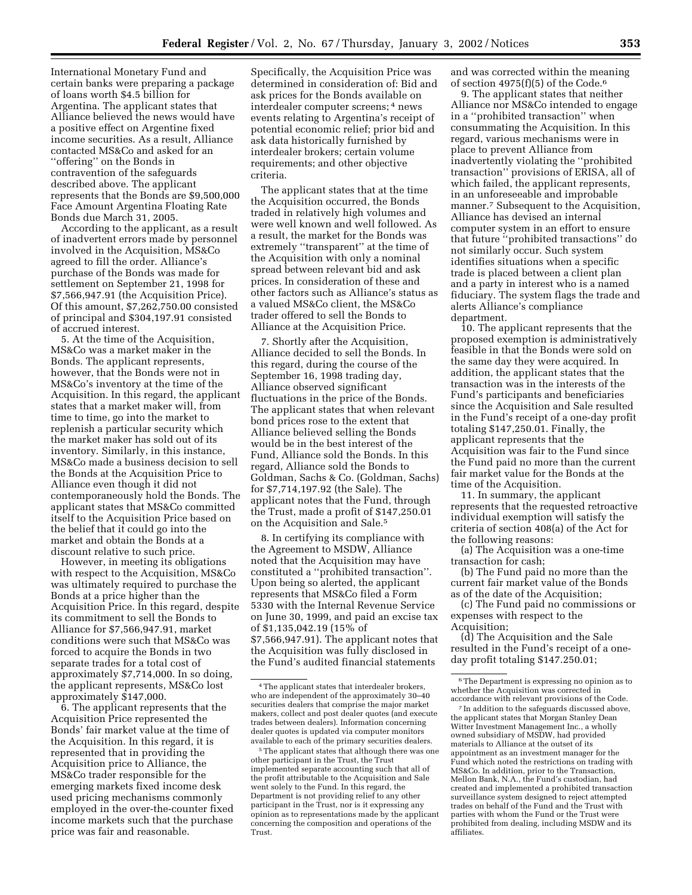International Monetary Fund and certain banks were preparing a package of loans worth $4.5 billion for Argentina. The applicant states that Alliance believed the news would have a positive effect on Argentine fixed income securities. As a result, Alliance contacted MS&Co and asked for an ''offering'' on the Bonds in contravention of the safeguards described above. The applicant represents that the Bonds are $9,500,000 Face Amount Argentina Floating Rate Bonds due March 31, 2005.

According to the applicant, as a result of inadvertent errors made by personnel involved in the Acquisition, MS&Co agreed to fill the order. Alliance's purchase of the Bonds was made for settlement on September 21, 1998 for $7,566,947.91 (the Acquisition Price). Of this amount, $7,262,750.00 consisted of principal and $304,197.91 consisted of accrued interest.

5. At the time of the Acquisition, MS&Co was a market maker in the Bonds. The applicant represents, however, that the Bonds were not in MS&Co's inventory at the time of the Acquisition. In this regard, the applicant states that a market maker will, from time to time, go into the market to replenish a particular security which the market maker has sold out of its inventory. Similarly, in this instance, MS&Co made a business decision to sell the Bonds at the Acquisition Price to Alliance even though it did not contemporaneously hold the Bonds. The applicant states that MS&Co committed itself to the Acquisition Price based on the belief that it could go into the market and obtain the Bonds at a discount relative to such price.

However, in meeting its obligations with respect to the Acquisition, MS&Co was ultimately required to purchase the Bonds at a price higher than the Acquisition Price. In this regard, despite its commitment to sell the Bonds to Alliance for $7,566,947.91, market conditions were such that MS&Co was forced to acquire the Bonds in two separate trades for a total cost of approximately $7,714,000. In so doing, the applicant represents, MS&Co lost approximately $147,000.

6. The applicant represents that the Acquisition Price represented the Bonds' fair market value at the time of the Acquisition. In this regard, it is represented that in providing the Acquisition price to Alliance, the MS&Co trader responsible for the emerging markets fixed income desk used pricing mechanisms commonly employed in the over-the-counter fixed income markets such that the purchase price was fair and reasonable. Specifically, the Acquisition Price was determined in consideration of: Bid and ask prices for the Bonds available on interdealer computer screens;[4] news events relating to Argentina's receipt of potential economic relief; prior bid and ask data historically furnished by interdealer brokers; certain volume requirements; and other objective criteria.

The applicant states that at the time the Acquisition occurred, the Bonds traded in relatively high volumes and were well known and well followed. As a result, the market for the Bonds was extremely ''transparent'' at the time of the Acquisition with only a nominal spread between relevant bid and ask prices. In consideration of these and other factors such as Alliance's status as a valued MS&Co client, the MS&Co trader offered to sell the Bonds to Alliance at the Acquisition Price.

7. Shortly after the Acquisition, Alliance decided to sell the Bonds. In this regard, during the course of the September 16, 1998 trading day, Alliance observed significant fluctuations in the price of the Bonds. The applicant states that when relevant bond prices rose to the extent that Alliance believed selling the Bonds would be in the best interest of the Fund, Alliance sold the Bonds. In this regard, Alliance sold the Bonds to Goldman, Sachs & Co. (Goldman, Sachs) for $7,714,197.92 (the Sale). The applicant notes that the Fund, through the Trust, made a profit of $147,250.01 on the Acquisition and Sale.[5]

8. In certifying its compliance with the Agreement to MSDW, Alliance noted that the Acquisition may have constituted a ''prohibited transaction''. Upon being so alerted, the applicant represents that MS&Co filed a Form 5330 with the Internal Revenue Service on June 30, 1999, and paid an excise tax of $1,135,042.19 (15% of $7,566,947.91). The applicant notes that the Acquisition was fully disclosed in the Fund's audited financial statements and was corrected within the meaning of section 4975(f)(5) of the Code.[6]

9. The applicant states that neither Alliance nor MS&Co intended to engage in a ''prohibited transaction'' when consummating the Acquisition. In this regard, various mechanisms were in place to prevent Alliance from inadvertently violating the ''prohibited transaction'' provisions of ERISA, all of which failed, the applicant represents, in an unforeseeable and improbable manner.[7] Subsequent to the Acquisition, Alliance has devised an internal computer system in an effort to ensure that future ''prohibited transactions'' do not similarly occur. Such system identifies situations when a specific trade is placed between a client plan and a party in interest who is a named fiduciary. The system flags the trade and alerts Alliance's compliance department.

10. The applicant represents that the proposed exemption is administratively feasible in that the Bonds were sold on the same day they were acquired. In addition, the applicant states that the transaction was in the interests of the Fund's participants and beneficiaries since the Acquisition and Sale resulted in the Fund's receipt of a one-day profit totaling $147,250.01. Finally, the applicant represents that the Acquisition was fair to the Fund since the Fund paid no more than the current fair market value for the Bonds at the time of the Acquisition.

11. In summary, the applicant represents that the requested retroactive individual exemption will satisfy the criteria of section 408(a) of the Act for the following reasons:

(a) The Acquisition was a one-time transaction for cash;

(b) The Fund paid no more than the current fair market value of the Bonds as of the date of the Acquisition;

(c) The Fund paid no commissions or expenses with respect to the Acquisition;

(d) The Acquisition and the Sale resulted in the Fund's receipt of a one-day profit totaling $147.250.01;

[4] The applicant states that interdealer brokers, who are independent of the approximately 30–40 securities dealers that comprise the major market makers, collect and post dealer quotes (and execute trades between dealers). Information concerning dealer quotes is updated via computer monitors available to each of the primary securities dealers.

[5] The applicant states that although there was one other participant in the Trust, the Trust implemented separate accounting such that all of the profit attributable to the Acquisition and Sale went solely to the Fund. In this regard, the Department is not providing relief to any other participant in the Trust, nor is it expressing any opinion as to representations made by the applicant concerning the composition and operations of the Trust.

[6] The Department is expressing no opinion as to whether the Acquisition was corrected in accordance with relevant provisions of the Code.

[7] In addition to the safeguards discussed above, the applicant states that Morgan Stanley Dean Witter Investment Management Inc., a wholly owned subsidiary of MSDW, had provided materials to Alliance at the outset of its appointment as an investment manager for the Fund which noted the restrictions on trading with MS&Co. In addition, prior to the Transaction, Mellon Bank, N.A., the Fund's custodian, had created and implemented a prohibited transaction surveillance system designed to reject attempted trades on behalf of the Fund and the Trust with parties with whom the Fund or the Trust were prohibited from dealing, including MSDW and its affiliates.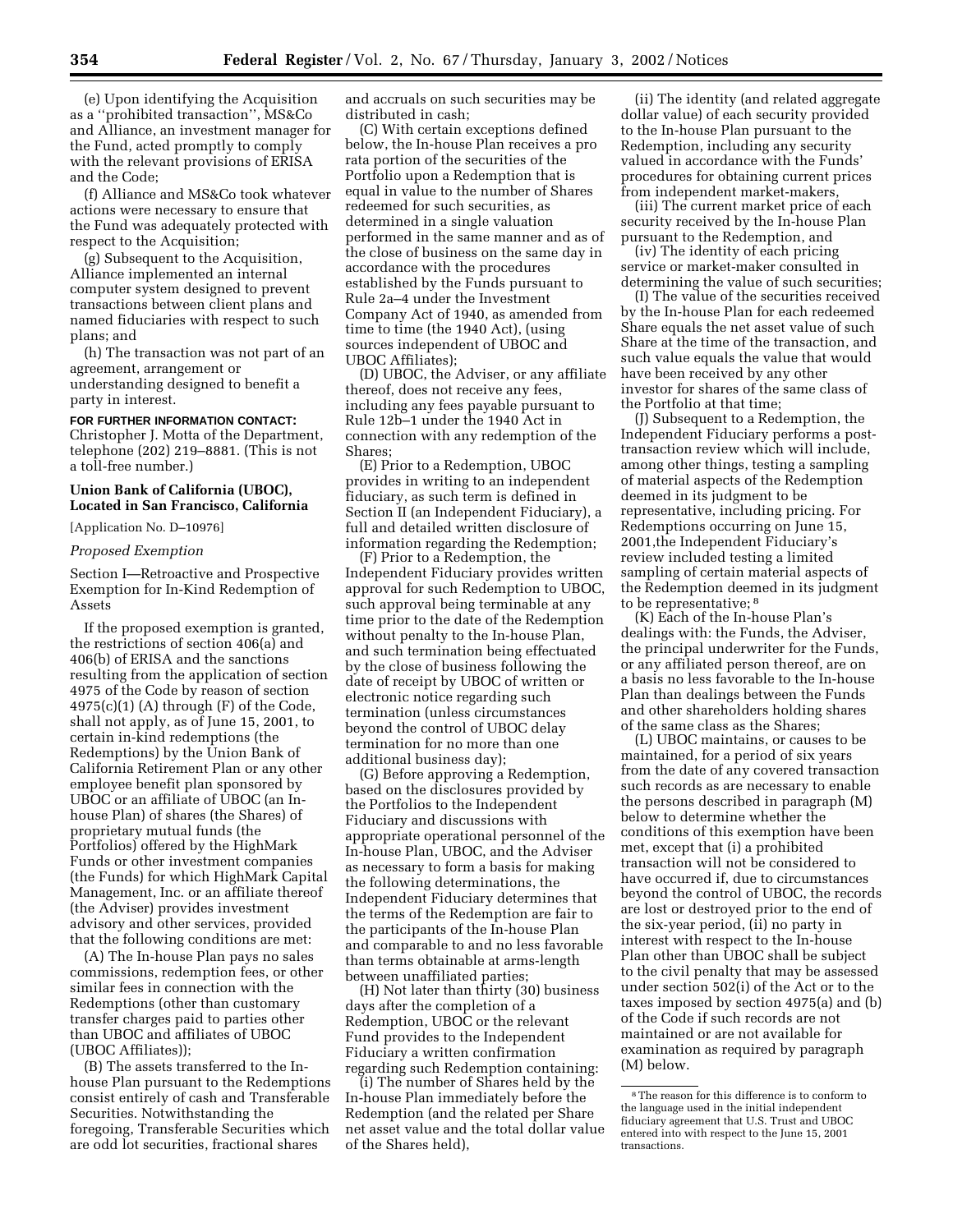(e) Upon identifying the Acquisition as a ''prohibited transaction'', MS&Co and Alliance, an investment manager for the Fund, acted promptly to comply with the relevant provisions of ERISA and the Code;

(f) Alliance and MS&Co took whatever actions were necessary to ensure that the Fund was adequately protected with respect to the Acquisition;

(g) Subsequent to the Acquisition, Alliance implemented an internal computer system designed to prevent transactions between client plans and named fiduciaries with respect to such plans; and

(h) The transaction was not part of an agreement, arrangement or understanding designed to benefit a party in interest.

**FOR FURTHER INFORMATION CONTACT:** Christopher J. Motta of the Department, telephone (202) 219–8881. (This is not a toll-free number.)

## Union Bank of California (UBOC), Located in San Francisco, California

[Application No. D–10976]

*Proposed Exemption*

Section I—Retroactive and Prospective Exemption for In-Kind Redemption of Assets

If the proposed exemption is granted, the restrictions of section 406(a) and 406(b) of ERISA and the sanctions resulting from the application of section 4975 of the Code by reason of section 4975(c)(1) (A) through (F) of the Code, shall not apply, as of June 15, 2001, to certain in-kind redemptions (the Redemptions) by the Union Bank of California Retirement Plan or any other employee benefit plan sponsored by UBOC or an affiliate of UBOC (an In-house Plan) of shares (the Shares) of proprietary mutual funds (the Portfolios) offered by the HighMark Funds or other investment companies (the Funds) for which HighMark Capital Management, Inc. or an affiliate thereof (the Adviser) provides investment advisory and other services, provided that the following conditions are met:

(A) The In-house Plan pays no sales commissions, redemption fees, or other similar fees in connection with the Redemptions (other than customary transfer charges paid to parties other than UBOC and affiliates of UBOC (UBOC Affiliates));

(B) The assets transferred to the In-house Plan pursuant to the Redemptions consist entirely of cash and Transferable Securities. Notwithstanding the foregoing, Transferable Securities which are odd lot securities, fractional shares and accruals on such securities may be distributed in cash;

(C) With certain exceptions defined below, the In-house Plan receives a pro rata portion of the securities of the Portfolio upon a Redemption that is equal in value to the number of Shares redeemed for such securities, as determined in a single valuation performed in the same manner and as of the close of business on the same day in accordance with the procedures established by the Funds pursuant to Rule 2a–4 under the Investment Company Act of 1940, as amended from time to time (the 1940 Act), (using sources independent of UBOC and UBOC Affiliates);

(D) UBOC, the Adviser, or any affiliate thereof, does not receive any fees, including any fees payable pursuant to Rule 12b–1 under the 1940 Act in connection with any redemption of the Shares;

(E) Prior to a Redemption, UBOC provides in writing to an independent fiduciary, as such term is defined in Section II (an Independent Fiduciary), a full and detailed written disclosure of information regarding the Redemption;

(F) Prior to a Redemption, the Independent Fiduciary provides written approval for such Redemption to UBOC, such approval being terminable at any time prior to the date of the Redemption without penalty to the In-house Plan, and such termination being effectuated by the close of business following the date of receipt by UBOC of written or electronic notice regarding such termination (unless circumstances beyond the control of UBOC delay termination for no more than one additional business day);

(G) Before approving a Redemption, based on the disclosures provided by the Portfolios to the Independent Fiduciary and discussions with appropriate operational personnel of the In-house Plan, UBOC, and the Adviser as necessary to form a basis for making the following determinations, the Independent Fiduciary determines that the terms of the Redemption are fair to the participants of the In-house Plan and comparable to and no less favorable than terms obtainable at arms-length between unaffiliated parties;

(H) Not later than thirty (30) business days after the completion of a Redemption, UBOC or the relevant Fund provides to the Independent Fiduciary a written confirmation regarding such Redemption containing:

(i) The number of Shares held by the In-house Plan immediately before the Redemption (and the related per Share net asset value and the total dollar value of the Shares held),

(ii) The identity (and related aggregate dollar value) of each security provided to the In-house Plan pursuant to the Redemption, including any security valued in accordance with the Funds' procedures for obtaining current prices from independent market-makers,

(iii) The current market price of each security received by the In-house Plan pursuant to the Redemption, and

(iv) The identity of each pricing service or market-maker consulted in determining the value of such securities;

(I) The value of the securities received by the In-house Plan for each redeemed Share equals the net asset value of such Share at the time of the transaction, and such value equals the value that would have been received by any other investor for shares of the same class of the Portfolio at that time;

(J) Subsequent to a Redemption, the Independent Fiduciary performs a post-transaction review which will include, among other things, testing a sampling of material aspects of the Redemption deemed in its judgment to be representative, including pricing. For Redemptions occurring on June 15, 2001,the Independent Fiduciary's review included testing a limited sampling of certain material aspects of the Redemption deemed in its judgment to be representative; [8]

(K) Each of the In-house Plan's dealings with: the Funds, the Adviser, the principal underwriter for the Funds, or any affiliated person thereof, are on a basis no less favorable to the In-house Plan than dealings between the Funds and other shareholders holding shares of the same class as the Shares;

(L) UBOC maintains, or causes to be maintained, for a period of six years from the date of any covered transaction such records as are necessary to enable the persons described in paragraph (M) below to determine whether the conditions of this exemption have been met, except that (i) a prohibited transaction will not be considered to have occurred if, due to circumstances beyond the control of UBOC, the records are lost or destroyed prior to the end of the six-year period, (ii) no party in interest with respect to the In-house Plan other than UBOC shall be subject to the civil penalty that may be assessed under section 502(i) of the Act or to the taxes imposed by section 4975(a) and (b) of the Code if such records are not maintained or are not available for examination as required by paragraph (M) below.

---

[8] The reason for this difference is to conform to the language used in the initial independent fiduciary agreement that U.S. Trust and UBOC entered into with respect to the June 15, 2001 transactions.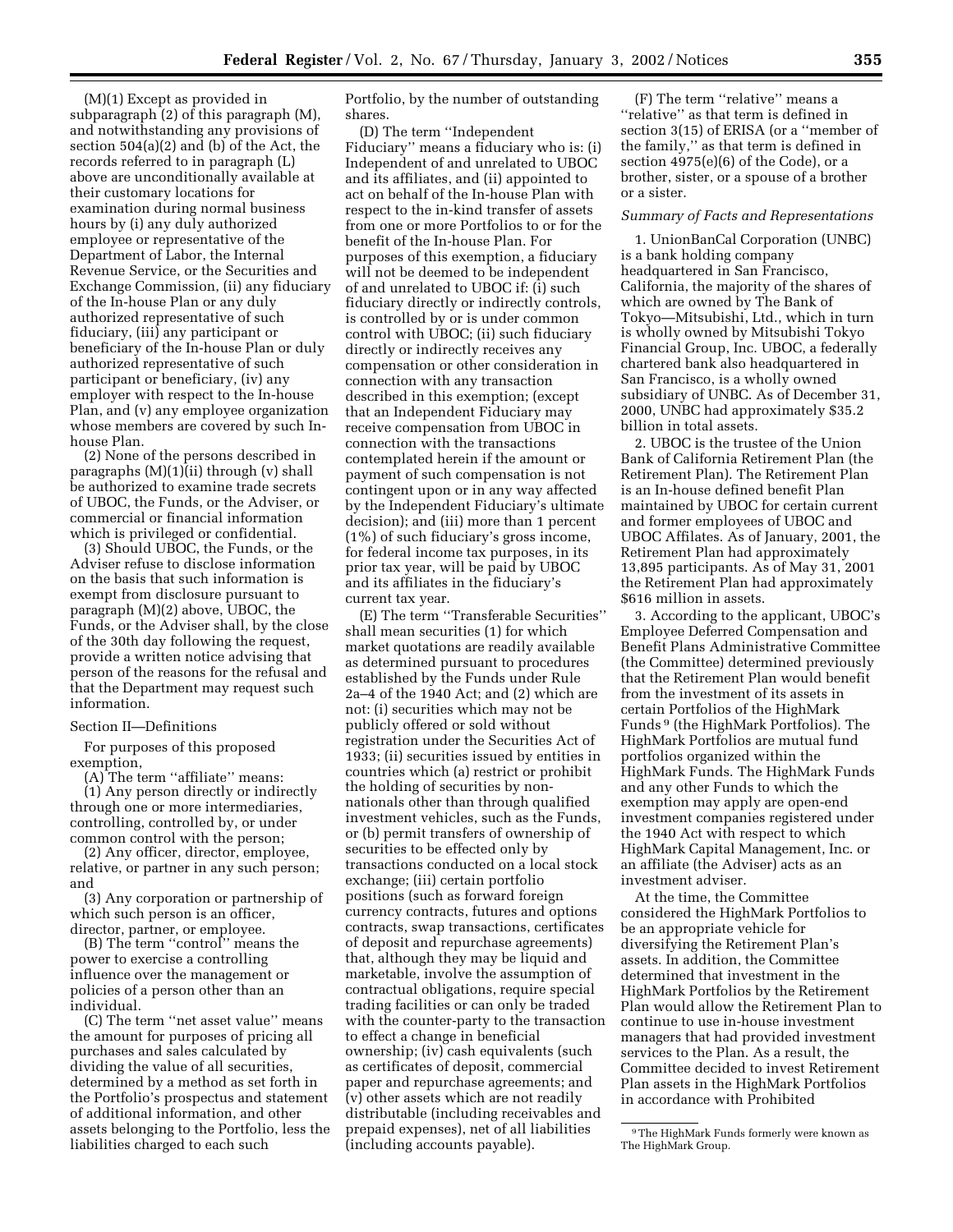(M)(1) Except as provided in subparagraph (2) of this paragraph (M), and notwithstanding any provisions of section 504(a)(2) and (b) of the Act, the records referred to in paragraph (L) above are unconditionally available at their customary locations for examination during normal business hours by (i) any duly authorized employee or representative of the Department of Labor, the Internal Revenue Service, or the Securities and Exchange Commission, (ii) any fiduciary of the In-house Plan or any duly authorized representative of such fiduciary, (iii) any participant or beneficiary of the In-house Plan or duly authorized representative of such participant or beneficiary, (iv) any employer with respect to the In-house Plan, and (v) any employee organization whose members are covered by such In-house Plan.

(2) None of the persons described in paragraphs (M)(1)(ii) through (v) shall be authorized to examine trade secrets of UBOC, the Funds, or the Adviser, or commercial or financial information which is privileged or confidential.

(3) Should UBOC, the Funds, or the Adviser refuse to disclose information on the basis that such information is exempt from disclosure pursuant to paragraph (M)(2) above, UBOC, the Funds, or the Adviser shall, by the close of the 30th day following the request, provide a written notice advising that person of the reasons for the refusal and that the Department may request such information.

Section II—Definitions

For purposes of this proposed exemption,

(A) The term ''affiliate'' means:

(1) Any person directly or indirectly through one or more intermediaries, controlling, controlled by, or under common control with the person;

(2) Any officer, director, employee, relative, or partner in any such person; and

(3) Any corporation or partnership of which such person is an officer, director, partner, or employee.

(B) The term ''control'' means the power to exercise a controlling influence over the management or policies of a person other than an individual.

(C) The term ''net asset value'' means the amount for purposes of pricing all purchases and sales calculated by dividing the value of all securities, determined by a method as set forth in the Portfolio's prospectus and statement of additional information, and other assets belonging to the Portfolio, less the liabilities charged to each such Portfolio, by the number of outstanding shares.

(D) The term ''Independent Fiduciary'' means a fiduciary who is: (i) Independent of and unrelated to UBOC and its affiliates, and (ii) appointed to act on behalf of the In-house Plan with respect to the in-kind transfer of assets from one or more Portfolios to or for the benefit of the In-house Plan. For purposes of this exemption, a fiduciary will not be deemed to be independent of and unrelated to UBOC if: (i) such fiduciary directly or indirectly controls, is controlled by or is under common control with UBOC; (ii) such fiduciary directly or indirectly receives any compensation or other consideration in connection with any transaction described in this exemption; (except that an Independent Fiduciary may receive compensation from UBOC in connection with the transactions contemplated herein if the amount or payment of such compensation is not contingent upon or in any way affected by the Independent Fiduciary's ultimate decision); and (iii) more than 1 percent (1%) of such fiduciary's gross income, for federal income tax purposes, in its prior tax year, will be paid by UBOC and its affiliates in the fiduciary's current tax year.

(E) The term ''Transferable Securities'' shall mean securities (1) for which market quotations are readily available as determined pursuant to procedures established by the Funds under Rule 2a–4 of the 1940 Act; and (2) which are not: (i) securities which may not be publicly offered or sold without registration under the Securities Act of 1933; (ii) securities issued by entities in countries which (a) restrict or prohibit the holding of securities by non-nationals other than through qualified investment vehicles, such as the Funds, or (b) permit transfers of ownership of securities to be effected only by transactions conducted on a local stock exchange; (iii) certain portfolio positions (such as forward foreign currency contracts, futures and options contracts, swap transactions, certificates of deposit and repurchase agreements) that, although they may be liquid and marketable, involve the assumption of contractual obligations, require special trading facilities or can only be traded with the counter-party to the transaction to effect a change in beneficial ownership; (iv) cash equivalents (such as certificates of deposit, commercial paper and repurchase agreements; and (v) other assets which are not readily distributable (including receivables and prepaid expenses), net of all liabilities (including accounts payable).

(F) The term ''relative'' means a ''relative'' as that term is defined in section 3(15) of ERISA (or a ''member of the family,'' as that term is defined in section 4975(e)(6) of the Code), or a brother, sister, or a spouse of a brother or a sister.

*Summary of Facts and Representations*

1. UnionBanCal Corporation (UNBC) is a bank holding company headquartered in San Francisco, California, the majority of the shares of which are owned by The Bank of Tokyo—Mitsubishi, Ltd., which in turn is wholly owned by Mitsubishi Tokyo Financial Group, Inc. UBOC, a federally chartered bank also headquartered in San Francisco, is a wholly owned subsidiary of UNBC. As of December 31, 2000, UNBC had approximately $35.2 billion in total assets.

2. UBOC is the trustee of the Union Bank of California Retirement Plan (the Retirement Plan). The Retirement Plan is an In-house defined benefit Plan maintained by UBOC for certain current and former employees of UBOC and UBOC Affilates. As of January, 2001, the Retirement Plan had approximately 13,895 participants. As of May 31, 2001 the Retirement Plan had approximately $616 million in assets.

3. According to the applicant, UBOC's Employee Deferred Compensation and Benefit Plans Administrative Committee (the Committee) determined previously that the Retirement Plan would benefit from the investment of its assets in certain Portfolios of the HighMark Funds [9] (the HighMark Portfolios). The HighMark Portfolios are mutual fund portfolios organized within the HighMark Funds. The HighMark Funds and any other Funds to which the exemption may apply are open-end investment companies registered under the 1940 Act with respect to which HighMark Capital Management, Inc. or an affiliate (the Adviser) acts as an investment adviser.

At the time, the Committee considered the HighMark Portfolios to be an appropriate vehicle for diversifying the Retirement Plan's assets. In addition, the Committee determined that investment in the HighMark Portfolios by the Retirement Plan would allow the Retirement Plan to continue to use in-house investment managers that had provided investment services to the Plan. As a result, the Committee decided to invest Retirement Plan assets in the HighMark Portfolios in accordance with Prohibited

[9] The HighMark Funds formerly were known as The HighMark Group.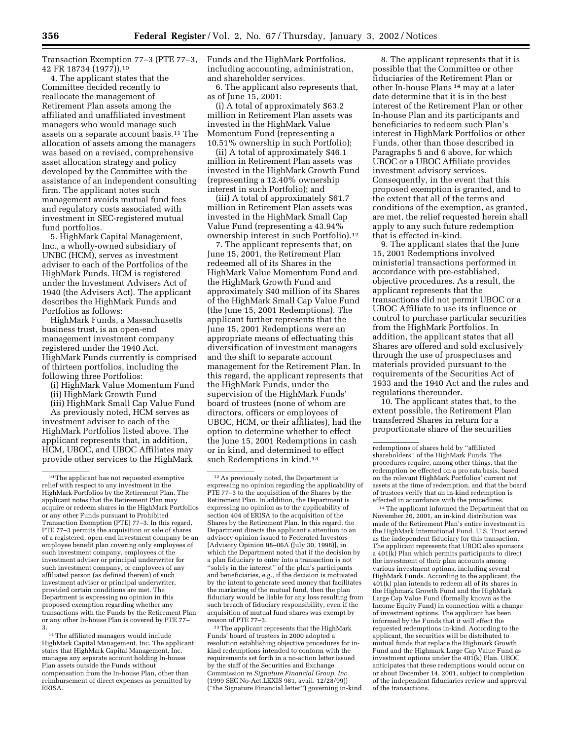Transaction Exemption 77–3 (PTE 77–3, 42 FR 18734 (1977)).[10]

4. The applicant states that the Committee decided recently to reallocate the management of Retirement Plan assets among the affiliated and unaffiliated investment managers who would manage such assets on a separate account basis.[11] The allocation of assets among the managers was based on a revised, comprehensive asset allocation strategy and policy developed by the Committee with the assistance of an independent consulting firm. The applicant notes such management avoids mutual fund fees and regulatory costs associated with investment in SEC-registered mutual fund portfolios.

5. HighMark Capital Management, Inc., a wholly-owned subsidiary of UNBC (HCM), serves as investment adviser to each of the Portfolios of the HighMark Funds. HCM is registered under the Investment Advisers Act of 1940 (the Advisers Act). The applicant describes the HighMark Funds and Portfolios as follows:

HighMark Funds, a Massachusetts business trust, is an open-end management investment company registered under the 1940 Act. HighMark Funds currently is comprised of thirteen portfolios, including the following three Portfolios:

(i) HighMark Value Momentum Fund
(ii) HighMark Growth Fund
(iii) HighMark Small Cap Value Fund

As previously noted, HCM serves as investment adviser to each of the HighMark Portfolios listed above. The applicant represents that, in addition, HCM, UBOC, and UBOC Affiliates may provide other services to the HighMark Funds and the HighMark Portfolios, including accounting, administration, and shareholder services.

6. The applicant also represents that, as of June 15, 2001:

(i) A total of approximately $63.2 million in Retirement Plan assets was invested in the HighMark Value Momentum Fund (representing a 10.51% ownership in such Portfolio);

(ii) A total of approximately $46.1 million in Retirement Plan assets was invested in the HighMark Growth Fund (representing a 12.40% ownership interest in such Portfolio); and

(iii) A total of approximately $61.7 million in Retirement Plan assets was invested in the HighMark Small Cap Value Fund (representing a 43.94% ownership interest in such Portfolio).[12]

7. The applicant represents that, on June 15, 2001, the Retirement Plan redeemed all of its Shares in the HighMark Value Momentum Fund and the HighMark Growth Fund and approximately $40 million of its Shares of the HighMark Small Cap Value Fund (the June 15, 2001 Redemptions). The applicant further represents that the June 15, 2001 Redemptions were an appropriate means of effectuating this diversification of investment managers and the shift to separate account management for the Retirement Plan. In this regard, the applicant represents that the HighMark Funds, under the supervision of the HighMark Funds' board of trustees (none of whom are directors, officers or employees of UBOC, HCM, or their affiliates), had the option to determine whether to effect the June 15, 2001 Redemptions in cash or in kind, and determined to effect such Redemptions in kind.[13]

8. The applicant represents that it is possible that the Committee or other fiduciaries of the Retirement Plan or other In-house Plans [14] may at a later date determine that it is in the best interest of the Retirement Plan or other In-house Plan and its participants and beneficiaries to redeem such Plan's interest in HighMark Portfolios or other Funds, other than those described in Paragraphs 5 and 6 above, for which UBOC or a UBOC Affiliate provides investment advisory services. Consequently, in the event that this proposed exemption is granted, and to the extent that all of the terms and conditions of the exemption, as granted, are met, the relief requested herein shall apply to any such future redemption that is effected in-kind.

9. The applicant states that the June 15, 2001 Redemptions involved ministerial transactions performed in accordance with pre-established, objective procedures. As a result, the applicant represents that the transactions did not permit UBOC or a UBOC Affiliate to use its influence or control to purchase particular securities from the HighMark Portfolios. In addition, the applicant states that all Shares are offered and sold exclusively through the use of prospectuses and materials provided pursuant to the requirements of the Securities Act of 1933 and the 1940 Act and the rules and regulations thereunder.

10. The applicant states that, to the extent possible, the Retirement Plan transferred Shares in return for a proportionate share of the securities

---

[10] The applicant has not requested exemptive relief with respect to any investment in the HighMark Portfolios by the Retirement Plan. The applicant notes that the Retirement Plan may acquire or redeem shares in the HighMark Portfolios or any other Funds pursuant to Prohibited Transaction Exemption (PTE) 77–3. In this regard, PTE 77–3 permits the acquisition or sale of shares of a registered, open-end investment company be an employee benefit plan covering only employees of such investment company, employees of the investment adviser or principal underwriter for such investment company, or employees of any affiliated person (as defined therein) of such investment adviser or principal underwriter, provided certain conditions are met. The Department is expressing no opinion in this proposed exemption regarding whether any transactions with the Funds by the Retirement Plan or any other In-house Plan is covered by PTE 77–3.

[11] The affiliated managers would include HighMark Capital Management, Inc. The applicant states that HighMark Capital Management, Inc. manages any separate account holding In-house Plan assets outside the Funds without compensation from the In-house Plan, other than reimbursement of direct expenses as permitted by ERISA.

[12] As previously noted, the Department is expressing no opinion regarding the applicability of PTE 77–3 to the acquisition of the Shares by the Retirement Plan. In addition, the Department is expressing no opinion as to the applicability of section 404 of ERISA to the acquisition of the Shares by the Retirement Plan. In this regard, the Department directs the applicant's attention to an advisory opinion issued to Federated Investors [Advisory Opinion 98–06A (July 30, 1998)], in which the Department noted that if the decision by a plan fiduciary to enter into a transaction is not "solely in the interest" of the plan's participants and beneficiaries, e.g., if the decision is motivated by the intent to generate seed money that facilitates the marketing of the mutual fund, then the plan fiduciary would be liable for any loss resulting from such breach of fiduciary responsibility, even if the acquisition of mutual fund shares was exempt by reason of PTE 77–3.

[13] The applicant represents that the HighMark Funds' board of trustees in 2000 adopted a resolution establishing objective procedures for in-kind redemptions intended to conform with the requirements set forth in a no-action letter issued by the staff of the Securities and Exchange Commission re *Signature Financial Group, Inc.* (1999 SEC No-Act.LEXIS 981, avail. 12/28/99)) ("the Signature Financial letter") governing in-kind redemptions of shares held by "affiliated shareholders" of the HighMark Funds. The procedures require, among other things, that the redemption be effected on a pro rata basis, based on the relevant HighMark Portfolios' current net assets at the time of redemption, and that the board of trustees verify that an in-kind redemption is effected in accordance with the procedures.

[14] The applicant informed the Department that on November 26, 2001, an in-kind distribution was made of the Retirement Plan's entire investment in the HighMark International Fund. U.S. Trust served as the independent fiduciary for this transaction. The applicant represents that UBOC also sponsors a 401(k) Plan which permits participants to direct the investment of their plan accounts among various investment options, including several HighMark Funds. According to the applicant, the 401(k) plan intends to redeem all of its shares in the Highmark Growth Fund and the HighMark Large Cap Value Fund (formally known as the Income Equity Fund) in connection with a change of investment options. The applicant has been informed by the Funds that it will effect the requested redemptions in-kind. According to the applicant, the securities will be distributed to mutual funds that replace the Highmark Growth Fund and the Highmark Large Cap Value Fund as investment options under the 401(k) Plan. UBOC anticipates that these redemptions would occur on or about December 14, 2001, subject to completion of the independent fiduciaries review and approval of the transactions.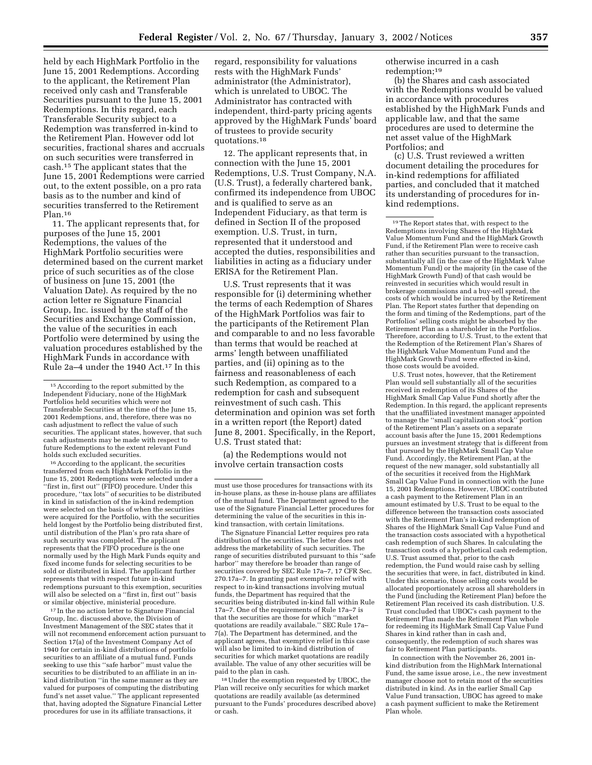held by each HighMark Portfolio in the June 15, 2001 Redemptions. According to the applicant, the Retirement Plan received only cash and Transferable Securities pursuant to the June 15, 2001 Redemptions. In this regard, each Transferable Security subject to a Redemption was transferred in-kind to the Retirement Plan. However odd lot securities, fractional shares and accruals on such securities were transferred in cash.[15] The applicant states that the June 15, 2001 Redemptions were carried out, to the extent possible, on a pro rata basis as to the number and kind of securities transferred to the Retirement Plan.[16]

11. The applicant represents that, for purposes of the June 15, 2001 Redemptions, the values of the HighMark Portfolio securities were determined based on the current market price of such securities as of the close of business on June 15, 2001 (the Valuation Date). As required by the no action letter re Signature Financial Group, Inc. issued by the staff of the Securities and Exchange Commission, the value of the securities in each Portfolio were determined by using the valuation procedures established by the HighMark Funds in accordance with Rule 2a–4 under the 1940 Act.[17] In this regard, responsibility for valuations rests with the HighMark Funds' administrator (the Administrator), which is unrelated to UBOC. The Administrator has contracted with independent, third-party pricing agents approved by the HighMark Funds' board of trustees to provide security quotations.[18]

12. The applicant represents that, in connection with the June 15, 2001 Redemptions, U.S. Trust Company, N.A. (U.S. Trust), a federally chartered bank, confirmed its independence from UBOC and is qualified to serve as an Independent Fiduciary, as that term is defined in Section II of the proposed exemption. U.S. Trust, in turn, represented that it understood and accepted the duties, responsibilities and liabilities in acting as a fiduciary under ERISA for the Retirement Plan.

U.S. Trust represents that it was responsible for (i) determining whether the terms of each Redemption of Shares of the HighMark Portfolios was fair to the participants of the Retirement Plan and comparable to and no less favorable than terms that would be reached at arms' length between unaffiliated parties, and (ii) opining as to the fairness and reasonableness of each such Redemption, as compared to a redemption for cash and subsequent reinvestment of such cash. This determination and opinion was set forth in a written report (the Report) dated June 8, 2001. Specifically, in the Report, U.S. Trust stated that:

(a) the Redemptions would not involve certain transaction costs otherwise incurred in a cash redemption;[19]

(b) the Shares and cash associated with the Redemptions would be valued in accordance with procedures established by the HighMark Funds and applicable law, and that the same procedures are used to determine the net asset value of the HighMark Portfolios; and

(c) U.S. Trust reviewed a written document detailing the procedures for in-kind redemptions for affiliated parties, and concluded that it matched its understanding of procedures for in-kind redemptions.

---

[15] According to the report submitted by the Independent Fiduciary, none of the HighMark Portfolios held securities which were not Transferable Securities at the time of the June 15, 2001 Redemptions, and, therefore, there was no cash adjustment to reflect the value of such securities. The applicant states, however, that such cash adjustments may be made with respect to future Redemptions to the extent relevant Fund holds such excluded securities.

[16] According to the applicant, the securities transferred from each HighMark Portfolio in the June 15, 2001 Redemptions were selected under a ''first in, first out'' (FIFO) procedure. Under this procedure, ''tax lots'' of securities to be distributed in kind in satisfaction of the in-kind redemption were selected on the basis of when the securities were acquired for the Portfolio, with the securities held longest by the Portfolio being distributed first, until distribution of the Plan's pro rata share of such security was completed. The applicant represents that the FIFO procedure is the one normally used by the High Mark Funds equity and fixed income funds for selecting securities to be sold or distributed in kind. The applicant further represents that with respect future in-kind redemptions pursuant to this exemption, securities will also be selected on a ''first in, first out'' basis or similar objective, ministerial procedure.

[17] In the no action letter to Signature Financial Group, Inc. discussed above, the Division of Investment Management of the SEC states that it will not recommend enforcement action pursuant to Section 17(a) of the Investment Company Act of 1940 for certain in-kind distributions of portfolio securities to an affiliate of a mutual fund. Funds seeking to use this ''safe harbor'' must value the securities to be distributed to an affiliate in an in-kind distribution ''in the same manner as they are valued for purposes of computing the distributing fund's net asset value.'' The applicant represented that, having adopted the Signature Financial Letter procedures for use in its affiliate transactions, it must use those procedures for transactions with its in-house plans, as these in-house plans are affiliates of the mutual fund. The Department agreed to the use of the Signature Financial Letter procedures for determining the value of the securities in this in-kind transaction, with certain limitations.

The Signature Financial Letter requires pro rata distribution of the securities. The letter does not address the marketability of such securities. The range of securities distributed pursuant to this ''safe harbor'' may therefore be broader than range of securities covered by SEC Rule 17a–7, 17 CFR Sec. 270.17a–7. In granting past exemptive relief with respect to in-kind transactions involving mutual funds, the Department has required that the securities being distributed in-kind fall within Rule 17a–7. One of the requirements of Rule 17a–7 is that the securities are those for which ''market quotations are readily availabale.'' SEC Rule 17a–7(a). The Department has determined, and the applicant agrees, that exemptive relief in this case will also be limited to in-kind distribution of securities for which market quotations are readily available. The value of any other securities will be paid to the plan in cash.

[18] Under the exemption requested by UBOC, the Plan will receive only securities for which market quotations are readily available (as determined pursuant to the Funds' procedures described above) or cash.

[19] The Report states that, with respect to the Redemptions involving Shares of the HighMark Value Momentum Fund and the HighMark Growth Fund, if the Retirement Plan were to receive cash rather than securities pursuant to the transaction, substantially all (in the case of the HighMark Value Momentum Fund) or the majority (in the case of the HighMark Growth Fund) of that cash would be reinvested in securities which would result in brokerage commissions and a buy-sell spread, the costs of which would be incurred by the Retirement Plan. The Report states further that depending on the form and timing of the Redemptions, part of the Portfolios' selling costs might be absorbed by the Retirement Plan as a shareholder in the Portfolios. Therefore, according to U.S. Trust, to the extent that the Redemption of the Retirement Plan's Shares of the HighMark Value Momentum Fund and the HighMark Growth Fund were effected in-kind, those costs would be avoided.

U.S. Trust notes, however, that the Retirement Plan would sell substantially all of the securities received in redemption of its Shares of the HighMark Small Cap Value Fund shortly after the Redemption. In this regard, the applicant represents that the unaffiliated investment manager appointed to manage the ''small capitalization stock'' portion of the Retirement Plan's assets on a separate account basis after the June 15, 2001 Redemptions pursues an investment strategy that is different from that pursued by the HighMark Small Cap Value Fund. Accordingly, the Retirement Plan, at the request of the new manager, sold substantially all of the securities it received from the HighMark Small Cap Value Fund in connection with the June 15, 2001 Redemptions. However, UBOC contributed a cash payment to the Retirement Plan in an amount estimated by U.S. Trust to be equal to the difference between the transaction costs associated with the Retirement Plan's in-kind redemption of Shares of the HighMark Small Cap Value Fund and the transaction costs associated with a hypothetical cash redemption of such Shares. In calculating the transaction costs of a hypothetical cash redemption, U.S. Trust assumed that, prior to the cash redemption, the Fund would raise cash by selling the securities that were, in fact, distributed in kind. Under this scenario, those selling costs would be allocated proportionately across all shareholders in the Fund (including the Retirement Plan) before the Retirement Plan received its cash distribution. U.S. Trust concluded that UBOC's cash payment to the Retirement Plan made the Retirement Plan whole for redeeming its HighMark Small Cap Value Fund Shares in kind rather than in cash and, consequently, the redemption of such shares was fair to Retirement Plan participants.

In connection with the November 26, 2001 in-kind distribution from the HighMark International Fund, the same issue arose, i.e., the new investment manager choose not to retain most of the securities distributed in kind. As in the earlier Small Cap Value Fund transaction, UBOC has agreed to make a cash payment sufficient to make the Retirement Plan whole.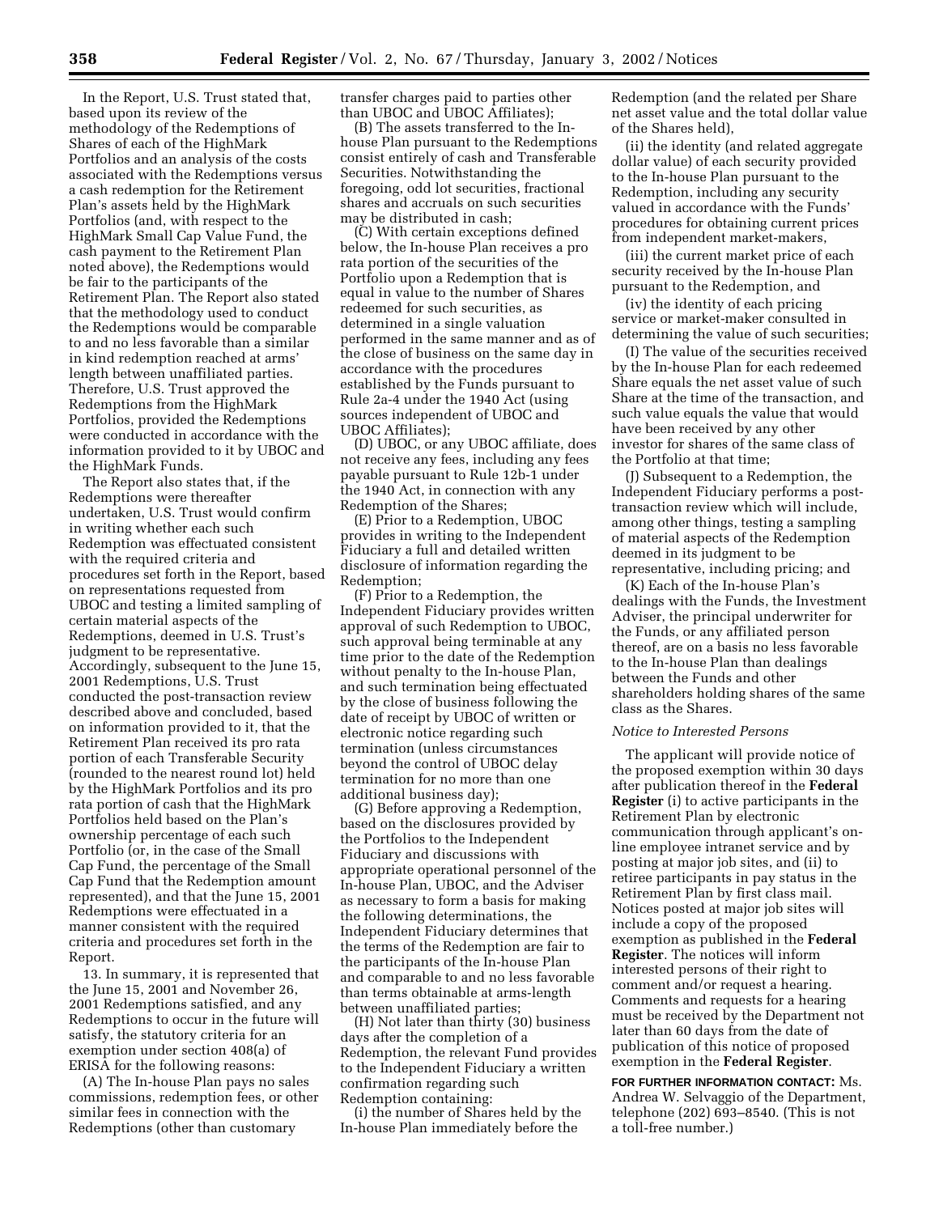In the Report, U.S. Trust stated that, based upon its review of the methodology of the Redemptions of Shares of each of the HighMark Portfolios and an analysis of the costs associated with the Redemptions versus a cash redemption for the Retirement Plan's assets held by the HighMark Portfolios (and, with respect to the HighMark Small Cap Value Fund, the cash payment to the Retirement Plan noted above), the Redemptions would be fair to the participants of the Retirement Plan. The Report also stated that the methodology used to conduct the Redemptions would be comparable to and no less favorable than a similar in kind redemption reached at arms' length between unaffiliated parties. Therefore, U.S. Trust approved the Redemptions from the HighMark Portfolios, provided the Redemptions were conducted in accordance with the information provided to it by UBOC and the HighMark Funds.

The Report also states that, if the Redemptions were thereafter undertaken, U.S. Trust would confirm in writing whether each such Redemption was effectuated consistent with the required criteria and procedures set forth in the Report, based on representations requested from UBOC and testing a limited sampling of certain material aspects of the Redemptions, deemed in U.S. Trust's judgment to be representative. Accordingly, subsequent to the June 15, 2001 Redemptions, U.S. Trust conducted the post-transaction review described above and concluded, based on information provided to it, that the Retirement Plan received its pro rata portion of each Transferable Security (rounded to the nearest round lot) held by the HighMark Portfolios and its pro rata portion of cash that the HighMark Portfolios held based on the Plan's ownership percentage of each such Portfolio (or, in the case of the Small Cap Fund, the percentage of the Small Cap Fund that the Redemption amount represented), and that the June 15, 2001 Redemptions were effectuated in a manner consistent with the required criteria and procedures set forth in the Report.

13. In summary, it is represented that the June 15, 2001 and November 26, 2001 Redemptions satisfied, and any Redemptions to occur in the future will satisfy, the statutory criteria for an exemption under section 408(a) of ERISA for the following reasons:

(A) The In-house Plan pays no sales commissions, redemption fees, or other similar fees in connection with the Redemptions (other than customary transfer charges paid to parties other than UBOC and UBOC Affiliates);

(B) The assets transferred to the In-house Plan pursuant to the Redemptions consist entirely of cash and Transferable Securities. Notwithstanding the foregoing, odd lot securities, fractional shares and accruals on such securities may be distributed in cash;

(C) With certain exceptions defined below, the In-house Plan receives a pro rata portion of the securities of the Portfolio upon a Redemption that is equal in value to the number of Shares redeemed for such securities, as determined in a single valuation performed in the same manner and as of the close of business on the same day in accordance with the procedures established by the Funds pursuant to Rule 2a-4 under the 1940 Act (using sources independent of UBOC and UBOC Affiliates);

(D) UBOC, or any UBOC affiliate, does not receive any fees, including any fees payable pursuant to Rule 12b-1 under the 1940 Act, in connection with any Redemption of the Shares;

(E) Prior to a Redemption, UBOC provides in writing to the Independent Fiduciary a full and detailed written disclosure of information regarding the Redemption;

(F) Prior to a Redemption, the Independent Fiduciary provides written approval of such Redemption to UBOC, such approval being terminable at any time prior to the date of the Redemption without penalty to the In-house Plan, and such termination being effectuated by the close of business following the date of receipt by UBOC of written or electronic notice regarding such termination (unless circumstances beyond the control of UBOC delay termination for no more than one additional business day);

(G) Before approving a Redemption, based on the disclosures provided by the Portfolios to the Independent Fiduciary and discussions with appropriate operational personnel of the In-house Plan, UBOC, and the Adviser as necessary to form a basis for making the following determinations, the Independent Fiduciary determines that the terms of the Redemption are fair to the participants of the In-house Plan and comparable to and no less favorable than terms obtainable at arms-length between unaffiliated parties;

(H) Not later than thirty (30) business days after the completion of a Redemption, the relevant Fund provides to the Independent Fiduciary a written confirmation regarding such Redemption containing:

(i) the number of Shares held by the In-house Plan immediately before the Redemption (and the related per Share net asset value and the total dollar value of the Shares held),

(ii) the identity (and related aggregate dollar value) of each security provided to the In-house Plan pursuant to the Redemption, including any security valued in accordance with the Funds' procedures for obtaining current prices from independent market-makers,

(iii) the current market price of each security received by the In-house Plan pursuant to the Redemption, and

(iv) the identity of each pricing service or market-maker consulted in determining the value of such securities;

(I) The value of the securities received by the In-house Plan for each redeemed Share equals the net asset value of such Share at the time of the transaction, and such value equals the value that would have been received by any other investor for shares of the same class of the Portfolio at that time;

(J) Subsequent to a Redemption, the Independent Fiduciary performs a post-transaction review which will include, among other things, testing a sampling of material aspects of the Redemption deemed in its judgment to be representative, including pricing; and

(K) Each of the In-house Plan's dealings with the Funds, the Investment Adviser, the principal underwriter for the Funds, or any affiliated person thereof, are on a basis no less favorable to the In-house Plan than dealings between the Funds and other shareholders holding shares of the same class as the Shares.

*Notice to Interested Persons*

The applicant will provide notice of the proposed exemption within 30 days after publication thereof in the **Federal Register** (i) to active participants in the Retirement Plan by electronic communication through applicant's on-line employee intranet service and by posting at major job sites, and (ii) to retiree participants in pay status in the Retirement Plan by first class mail. Notices posted at major job sites will include a copy of the proposed exemption as published in the **Federal Register**. The notices will inform interested persons of their right to comment and/or request a hearing. Comments and requests for a hearing must be received by the Department not later than 60 days from the date of publication of this notice of proposed exemption in the **Federal Register**.

**FOR FURTHER INFORMATION CONTACT:** Ms. Andrea W. Selvaggio of the Department, telephone (202) 693–8540. (This is not a toll-free number.)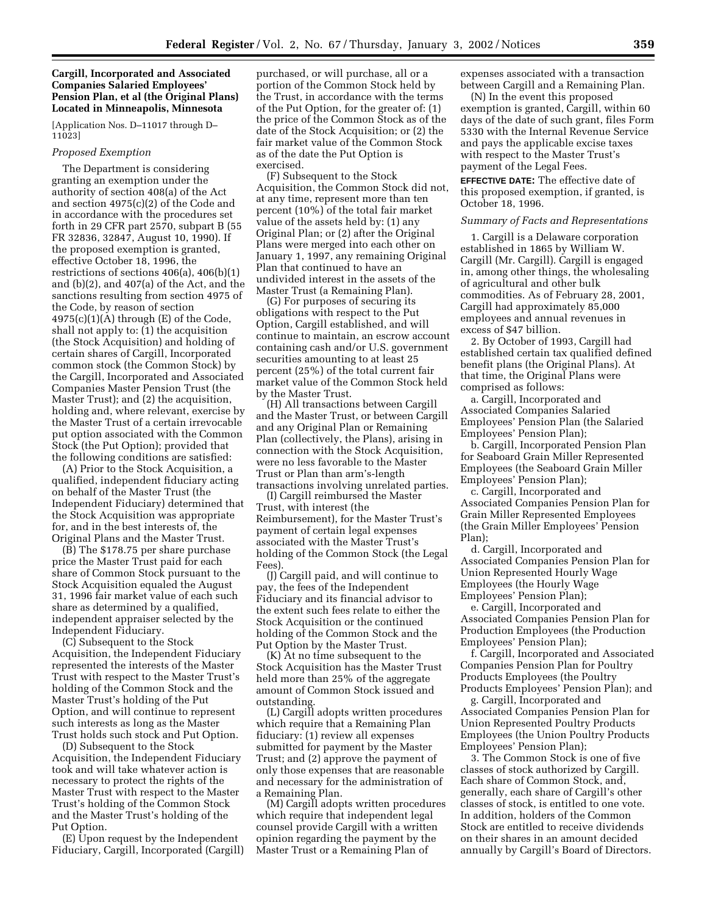## Cargill, Incorporated and Associated Companies Salaried Employees' Pension Plan, et al (the Original Plans) Located in Minneapolis, Minnesota

[Application Nos. D–11017 through D–11023]

### *Proposed Exemption*

The Department is considering granting an exemption under the authority of section 408(a) of the Act and section 4975(c)(2) of the Code and in accordance with the procedures set forth in 29 CFR part 2570, subpart B (55 FR 32836, 32847, August 10, 1990). If the proposed exemption is granted, effective October 18, 1996, the restrictions of sections 406(a), 406(b)(1) and (b)(2), and 407(a) of the Act, and the sanctions resulting from section 4975 of the Code, by reason of section 4975(c)(1)(A) through (E) of the Code, shall not apply to: (1) the acquisition (the Stock Acquisition) and holding of certain shares of Cargill, Incorporated common stock (the Common Stock) by the Cargill, Incorporated and Associated Companies Master Pension Trust (the Master Trust); and (2) the acquisition, holding and, where relevant, exercise by the Master Trust of a certain irrevocable put option associated with the Common Stock (the Put Option); provided that the following conditions are satisfied:

(A) Prior to the Stock Acquisition, a qualified, independent fiduciary acting on behalf of the Master Trust (the Independent Fiduciary) determined that the Stock Acquisition was appropriate for, and in the best interests of, the Original Plans and the Master Trust.

(B) The $178.75 per share purchase price the Master Trust paid for each share of Common Stock pursuant to the Stock Acquisition equaled the August 31, 1996 fair market value of each such share as determined by a qualified, independent appraiser selected by the Independent Fiduciary.

(C) Subsequent to the Stock Acquisition, the Independent Fiduciary represented the interests of the Master Trust with respect to the Master Trust's holding of the Common Stock and the Master Trust's holding of the Put Option, and will continue to represent such interests as long as the Master Trust holds such stock and Put Option.

(D) Subsequent to the Stock Acquisition, the Independent Fiduciary took and will take whatever action is necessary to protect the rights of the Master Trust with respect to the Master Trust's holding of the Common Stock and the Master Trust's holding of the Put Option.

(E) Upon request by the Independent Fiduciary, Cargill, Incorporated (Cargill) purchased, or will purchase, all or a portion of the Common Stock held by the Trust, in accordance with the terms of the Put Option, for the greater of: (1) the price of the Common Stock as of the date of the Stock Acquisition; or (2) the fair market value of the Common Stock as of the date the Put Option is exercised.

(F) Subsequent to the Stock Acquisition, the Common Stock did not, at any time, represent more than ten percent (10%) of the total fair market value of the assets held by: (1) any Original Plan; or (2) after the Original Plans were merged into each other on January 1, 1997, any remaining Original Plan that continued to have an undivided interest in the assets of the Master Trust (a Remaining Plan).

(G) For purposes of securing its obligations with respect to the Put Option, Cargill established, and will continue to maintain, an escrow account containing cash and/or U.S. government securities amounting to at least 25 percent (25%) of the total current fair market value of the Common Stock held by the Master Trust.

(H) All transactions between Cargill and the Master Trust, or between Cargill and any Original Plan or Remaining Plan (collectively, the Plans), arising in connection with the Stock Acquisition, were no less favorable to the Master Trust or Plan than arm's-length transactions involving unrelated parties.

(I) Cargill reimbursed the Master Trust, with interest (the Reimbursement), for the Master Trust's payment of certain legal expenses associated with the Master Trust's holding of the Common Stock (the Legal Fees).

(J) Cargill paid, and will continue to pay, the fees of the Independent Fiduciary and its financial advisor to the extent such fees relate to either the Stock Acquisition or the continued holding of the Common Stock and the Put Option by the Master Trust.

(K) At no time subsequent to the Stock Acquisition has the Master Trust held more than 25% of the aggregate amount of Common Stock issued and outstanding.

(L) Cargill adopts written procedures which require that a Remaining Plan fiduciary: (1) review all expenses submitted for payment by the Master Trust; and (2) approve the payment of only those expenses that are reasonable and necessary for the administration of a Remaining Plan.

(M) Cargill adopts written procedures which require that independent legal counsel provide Cargill with a written opinion regarding the payment by the Master Trust or a Remaining Plan of expenses associated with a transaction between Cargill and a Remaining Plan.

(N) In the event this proposed exemption is granted, Cargill, within 60 days of the date of such grant, files Form 5330 with the Internal Revenue Service and pays the applicable excise taxes with respect to the Master Trust's payment of the Legal Fees.

**EFFECTIVE DATE:** The effective date of this proposed exemption, if granted, is October 18, 1996.

### *Summary of Facts and Representations*

1. Cargill is a Delaware corporation established in 1865 by William W. Cargill (Mr. Cargill). Cargill is engaged in, among other things, the wholesaling of agricultural and other bulk commodities. As of February 28, 2001, Cargill had approximately 85,000 employees and annual revenues in excess of $47 billion.

2. By October of 1993, Cargill had established certain tax qualified defined benefit plans (the Original Plans). At that time, the Original Plans were comprised as follows:

a. Cargill, Incorporated and Associated Companies Salaried Employees' Pension Plan (the Salaried Employees' Pension Plan);

b. Cargill, Incorporated Pension Plan for Seaboard Grain Miller Represented Employees (the Seaboard Grain Miller Employees' Pension Plan);

c. Cargill, Incorporated and Associated Companies Pension Plan for Grain Miller Represented Employees (the Grain Miller Employees' Pension Plan);

d. Cargill, Incorporated and Associated Companies Pension Plan for Union Represented Hourly Wage Employees (the Hourly Wage Employees' Pension Plan);

e. Cargill, Incorporated and Associated Companies Pension Plan for Production Employees (the Production Employees' Pension Plan);

f. Cargill, Incorporated and Associated Companies Pension Plan for Poultry Products Employees (the Poultry Products Employees' Pension Plan); and

g. Cargill, Incorporated and Associated Companies Pension Plan for Union Represented Poultry Products Employees (the Union Poultry Products Employees' Pension Plan);

3. The Common Stock is one of five classes of stock authorized by Cargill. Each share of Common Stock, and, generally, each share of Cargill's other classes of stock, is entitled to one vote. In addition, holders of the Common Stock are entitled to receive dividends on their shares in an amount decided annually by Cargill's Board of Directors.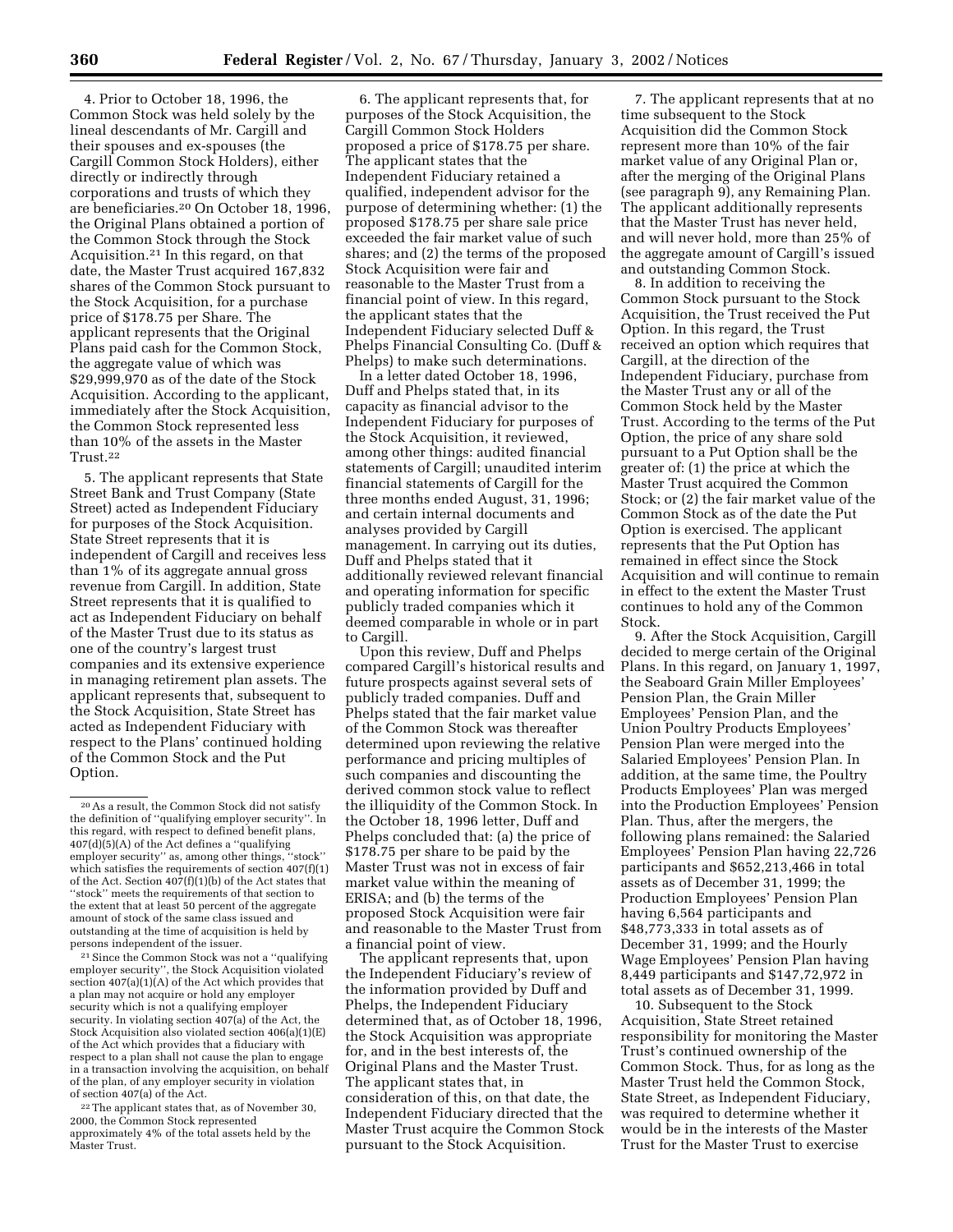4. Prior to October 18, 1996, the Common Stock was held solely by the lineal descendants of Mr. Cargill and their spouses and ex-spouses (the Cargill Common Stock Holders), either directly or indirectly through corporations and trusts of which they are beneficiaries.[20] On October 18, 1996, the Original Plans obtained a portion of the Common Stock through the Stock Acquisition.[21] In this regard, on that date, the Master Trust acquired 167,832 shares of the Common Stock pursuant to the Stock Acquisition, for a purchase price of $178.75 per Share. The applicant represents that the Original Plans paid cash for the Common Stock, the aggregate value of which was $29,999,970 as of the date of the Stock Acquisition. According to the applicant, immediately after the Stock Acquisition, the Common Stock represented less than 10% of the assets in the Master Trust.[22]

5. The applicant represents that State Street Bank and Trust Company (State Street) acted as Independent Fiduciary for purposes of the Stock Acquisition. State Street represents that it is independent of Cargill and receives less than 1% of its aggregate annual gross revenue from Cargill. In addition, State Street represents that it is qualified to act as Independent Fiduciary on behalf of the Master Trust due to its status as one of the country's largest trust companies and its extensive experience in managing retirement plan assets. The applicant represents that, subsequent to the Stock Acquisition, State Street has acted as Independent Fiduciary with respect to the Plans' continued holding of the Common Stock and the Put Option.

6. The applicant represents that, for purposes of the Stock Acquisition, the Cargill Common Stock Holders proposed a price of $178.75 per share. The applicant states that the Independent Fiduciary retained a qualified, independent advisor for the purpose of determining whether: (1) the proposed $178.75 per share sale price exceeded the fair market value of such shares; and (2) the terms of the proposed Stock Acquisition were fair and reasonable to the Master Trust from a financial point of view. In this regard, the applicant states that the Independent Fiduciary selected Duff & Phelps Financial Consulting Co. (Duff & Phelps) to make such determinations.

In a letter dated October 18, 1996, Duff and Phelps stated that, in its capacity as financial advisor to the Independent Fiduciary for purposes of the Stock Acquisition, it reviewed, among other things: audited financial statements of Cargill; unaudited interim financial statements of Cargill for the three months ended August, 31, 1996; and certain internal documents and analyses provided by Cargill management. In carrying out its duties, Duff and Phelps stated that it additionally reviewed relevant financial and operating information for specific publicly traded companies which it deemed comparable in whole or in part to Cargill.

Upon this review, Duff and Phelps compared Cargill's historical results and future prospects against several sets of publicly traded companies. Duff and Phelps stated that the fair market value of the Common Stock was thereafter determined upon reviewing the relative performance and pricing multiples of such companies and discounting the derived common stock value to reflect the illiquidity of the Common Stock. In the October 18, 1996 letter, Duff and Phelps concluded that: (a) the price of $178.75 per share to be paid by the Master Trust was not in excess of fair market value within the meaning of ERISA; and (b) the terms of the proposed Stock Acquisition were fair and reasonable to the Master Trust from a financial point of view.

The applicant represents that, upon the Independent Fiduciary's review of the information provided by Duff and Phelps, the Independent Fiduciary determined that, as of October 18, 1996, the Stock Acquisition was appropriate for, and in the best interests of, the Original Plans and the Master Trust. The applicant states that, in consideration of this, on that date, the Independent Fiduciary directed that the Master Trust acquire the Common Stock pursuant to the Stock Acquisition.

7. The applicant represents that at no time subsequent to the Stock Acquisition did the Common Stock represent more than 10% of the fair market value of any Original Plan or, after the merging of the Original Plans (see paragraph 9), any Remaining Plan. The applicant additionally represents that the Master Trust has never held, and will never hold, more than 25% of the aggregate amount of Cargill's issued and outstanding Common Stock.

8. In addition to receiving the Common Stock pursuant to the Stock Acquisition, the Trust received the Put Option. In this regard, the Trust received an option which requires that Cargill, at the direction of the Independent Fiduciary, purchase from the Master Trust any or all of the Common Stock held by the Master Trust. According to the terms of the Put Option, the price of any share sold pursuant to a Put Option shall be the greater of: (1) the price at which the Master Trust acquired the Common Stock; or (2) the fair market value of the Common Stock as of the date the Put Option is exercised. The applicant represents that the Put Option has remained in effect since the Stock Acquisition and will continue to remain in effect to the extent the Master Trust continues to hold any of the Common Stock.

9. After the Stock Acquisition, Cargill decided to merge certain of the Original Plans. In this regard, on January 1, 1997, the Seaboard Grain Miller Employees' Pension Plan, the Grain Miller Employees' Pension Plan, and the Union Poultry Products Employees' Pension Plan were merged into the Salaried Employees' Pension Plan. In addition, at the same time, the Poultry Products Employees' Plan was merged into the Production Employees' Pension Plan. Thus, after the mergers, the following plans remained: the Salaried Employees' Pension Plan having 22,726 participants and $652,213,466 in total assets as of December 31, 1999; the Production Employees' Pension Plan having 6,564 participants and $48,773,333 in total assets as of December 31, 1999; and the Hourly Wage Employees' Pension Plan having 8,449 participants and $147,72,972 in total assets as of December 31, 1999.

10. Subsequent to the Stock Acquisition, State Street retained responsibility for monitoring the Master Trust's continued ownership of the Common Stock. Thus, for as long as the Master Trust held the Common Stock, State Street, as Independent Fiduciary, was required to determine whether it would be in the interests of the Master Trust for the Master Trust to exercise

---

[20] As a result, the Common Stock did not satisfy the definition of "qualifying employer security". In this regard, with respect to defined benefit plans, 407(d)(5)(A) of the Act defines a "qualifying employer security" as, among other things, "stock" which satisfies the requirements of section 407(f)(1) of the Act. Section 407(f)(1)(b) of the Act states that "stock" meets the requirements of that section to the extent that at least 50 percent of the aggregate amount of stock of the same class issued and outstanding at the time of acquisition is held by persons independent of the issuer.

[21] Since the Common Stock was not a "qualifying employer security", the Stock Acquisition violated section 407(a)(1)(A) of the Act which provides that a plan may not acquire or hold any employer security which is not a qualifying employer security. In violating section 407(a) of the Act, the Stock Acquisition also violated section 406(a)(1)(E) of the Act which provides that a fiduciary with respect to a plan shall not cause the plan to engage in a transaction involving the acquisition, on behalf of the plan, of any employer security in violation of section 407(a) of the Act.

[22] The applicant states that, as of November 30, 2000, the Common Stock represented approximately 4% of the total assets held by the Master Trust.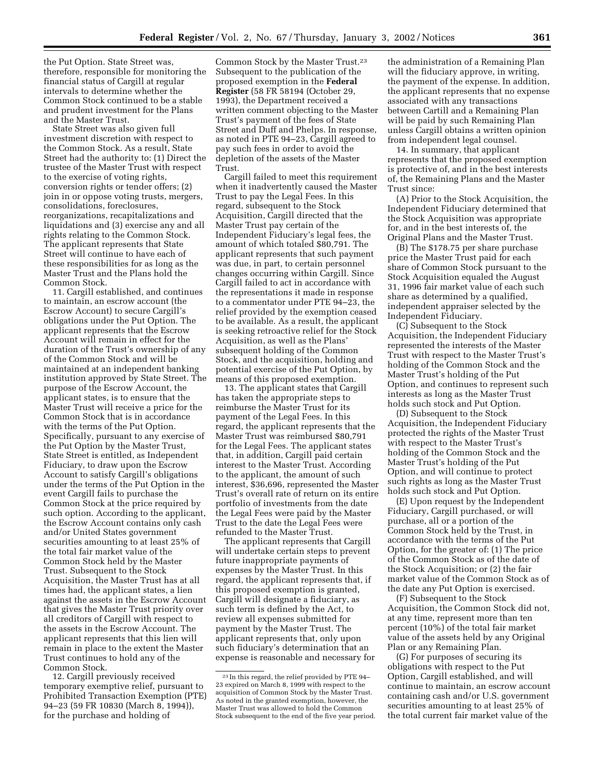the Put Option. State Street was, therefore, responsible for monitoring the financial status of Cargill at regular intervals to determine whether the Common Stock continued to be a stable and prudent investment for the Plans and the Master Trust.

State Street was also given full investment discretion with respect to the Common Stock. As a result, State Street had the authority to: (1) Direct the trustee of the Master Trust with respect to the exercise of voting rights, conversion rights or tender offers; (2) join in or oppose voting trusts, mergers, consolidations, foreclosures, reorganizations, recapitalizations and liquidations and (3) exercise any and all rights relating to the Common Stock. The applicant represents that State Street will continue to have each of these responsibilities for as long as the Master Trust and the Plans hold the Common Stock.

11. Cargill established, and continues to maintain, an escrow account (the Escrow Account) to secure Cargill's obligations under the Put Option. The applicant represents that the Escrow Account will remain in effect for the duration of the Trust's ownership of any of the Common Stock and will be maintained at an independent banking institution approved by State Street. The purpose of the Escrow Account, the applicant states, is to ensure that the Master Trust will receive a price for the Common Stock that is in accordance with the terms of the Put Option. Specifically, pursuant to any exercise of the Put Option by the Master Trust, State Street is entitled, as Independent Fiduciary, to draw upon the Escrow Account to satisfy Cargill's obligations under the terms of the Put Option in the event Cargill fails to purchase the Common Stock at the price required by such option. According to the applicant, the Escrow Account contains only cash and/or United States government securities amounting to at least 25% of the total fair market value of the Common Stock held by the Master Trust. Subsequent to the Stock Acquisition, the Master Trust has at all times had, the applicant states, a lien against the assets in the Escrow Account that gives the Master Trust priority over all creditors of Cargill with respect to the assets in the Escrow Account. The applicant represents that this lien will remain in place to the extent the Master Trust continues to hold any of the Common Stock.

12. Cargill previously received temporary exemptive relief, pursuant to Prohibited Transaction Exemption (PTE) 94–23 (59 FR 10830 (March 8, 1994)), for the purchase and holding of Common Stock by the Master Trust.[23] Subsequent to the publication of the proposed exemption in the **Federal Register** (58 FR 58194 (October 29, 1993), the Department received a written comment objecting to the Master Trust's payment of the fees of State Street and Duff and Phelps. In response, as noted in PTE 94–23, Cargill agreed to pay such fees in order to avoid the depletion of the assets of the Master Trust.

Cargill failed to meet this requirement when it inadvertently caused the Master Trust to pay the Legal Fees. In this regard, subsequent to the Stock Acquisition, Cargill directed that the Master Trust pay certain of the Independent Fiduciary's legal fees, the amount of which totaled $80,791. The applicant represents that such payment was due, in part, to certain personnel changes occurring within Cargill. Since Cargill failed to act in accordance with the representations it made in response to a commentator under PTE 94–23, the relief provided by the exemption ceased to be available. As a result, the applicant is seeking retroactive relief for the Stock Acquisition, as well as the Plans' subsequent holding of the Common Stock, and the acquisition, holding and potential exercise of the Put Option, by means of this proposed exemption.

13. The applicant states that Cargill has taken the appropriate steps to reimburse the Master Trust for its payment of the Legal Fees. In this regard, the applicant represents that the Master Trust was reimbursed $80,791 for the Legal Fees. The applicant states that, in addition, Cargill paid certain interest to the Master Trust. According to the applicant, the amount of such interest, $36,696, represented the Master Trust's overall rate of return on its entire portfolio of investments from the date the Legal Fees were paid by the Master Trust to the date the Legal Fees were refunded to the Master Trust.

The applicant represents that Cargill will undertake certain steps to prevent future inappropriate payments of expenses by the Master Trust. In this regard, the applicant represents that, if this proposed exemption is granted, Cargill will designate a fiduciary, as such term is defined by the Act, to review all expenses submitted for payment by the Master Trust. The applicant represents that, only upon such fiduciary's determination that an expense is reasonable and necessary for the administration of a Remaining Plan will the fiduciary approve, in writing, the payment of the expense. In addition, the applicant represents that no expense associated with any transactions between Cartill and a Remaining Plan will be paid by such Remaining Plan unless Cargill obtains a written opinion from independent legal counsel.

14. In summary, that applicant represents that the proposed exemption is protective of, and in the best interests of, the Remaining Plans and the Master Trust since:

(A) Prior to the Stock Acquisition, the Independent Fiduciary determined that the Stock Acquisition was appropriate for, and in the best interests of, the Original Plans and the Master Trust.

(B) The $178.75 per share purchase price the Master Trust paid for each share of Common Stock pursuant to the Stock Acquisition equaled the August 31, 1996 fair market value of each such share as determined by a qualified, independent appraiser selected by the Independent Fiduciary.

(C) Subsequent to the Stock Acquisition, the Independent Fiduciary represented the interests of the Master Trust with respect to the Master Trust's holding of the Common Stock and the Master Trust's holding of the Put Option, and continues to represent such interests as long as the Master Trust holds such stock and Put Option.

(D) Subsequent to the Stock Acquisition, the Independent Fiduciary protected the rights of the Master Trust with respect to the Master Trust's holding of the Common Stock and the Master Trust's holding of the Put Option, and will continue to protect such rights as long as the Master Trust holds such stock and Put Option.

(E) Upon request by the Independent Fiduciary, Cargill purchased, or will purchase, all or a portion of the Common Stock held by the Trust, in accordance with the terms of the Put Option, for the greater of: (1) The price of the Common Stock as of the date of the Stock Acquisition; or (2) the fair market value of the Common Stock as of the date any Put Option is exercised.

(F) Subsequent to the Stock Acquisition, the Common Stock did not, at any time, represent more than ten percent (10%) of the total fair market value of the assets held by any Original Plan or any Remaining Plan.

(G) For purposes of securing its obligations with respect to the Put Option, Cargill established, and will continue to maintain, an escrow account containing cash and/or U.S. government securities amounting to at least 25% of the total current fair market value of the

[23] In this regard, the relief provided by PTE 94–23 expired on March 8, 1999 with respect to the acquisition of Common Stock by the Master Trust. As noted in the granted exemption, however, the Master Trust was allowed to hold the Common Stock subsequent to the end of the five year period.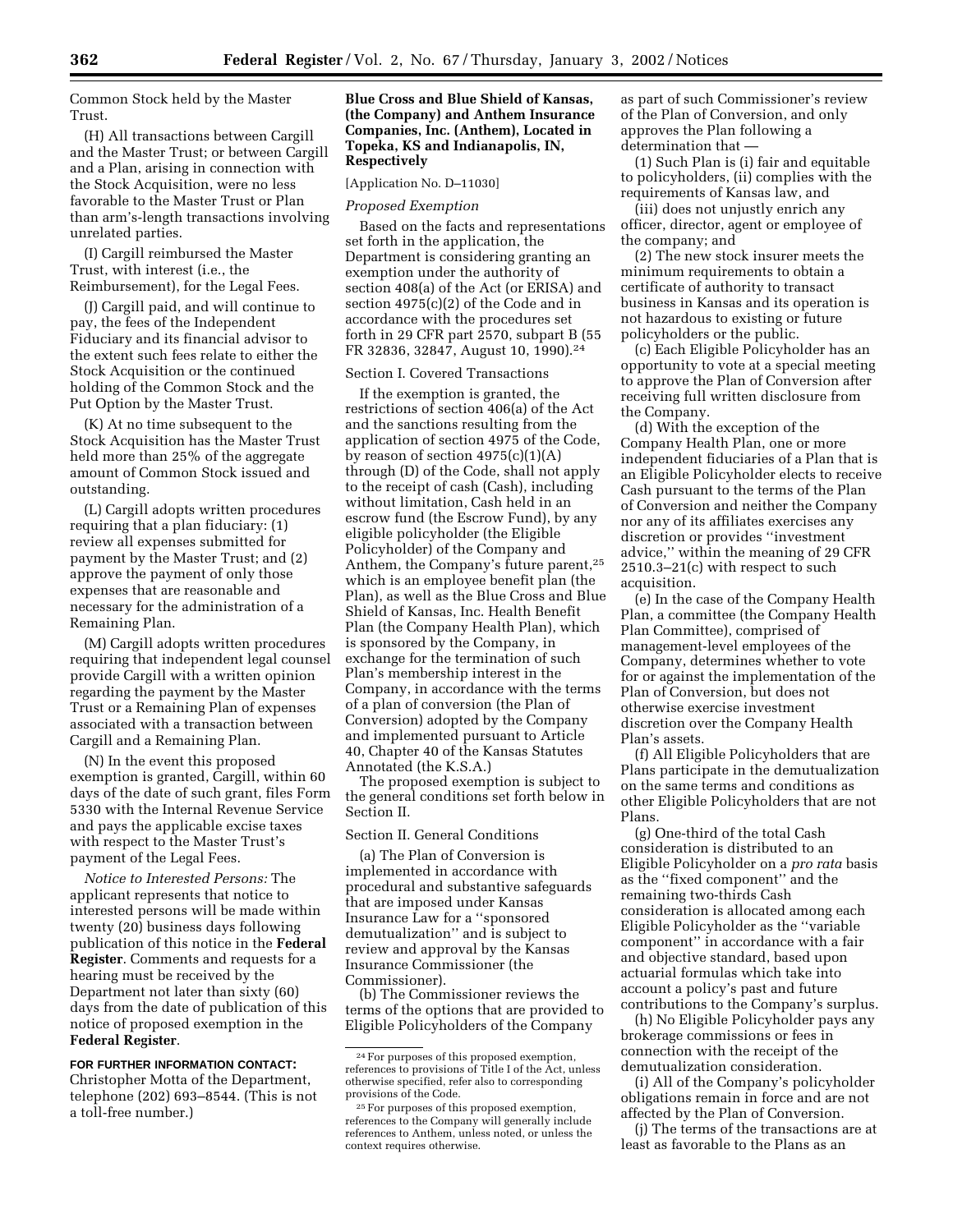Common Stock held by the Master Trust.

(H) All transactions between Cargill and the Master Trust; or between Cargill and a Plan, arising in connection with the Stock Acquisition, were no less favorable to the Master Trust or Plan than arm's-length transactions involving unrelated parties.

(I) Cargill reimbursed the Master Trust, with interest (i.e., the Reimbursement), for the Legal Fees.

(J) Cargill paid, and will continue to pay, the fees of the Independent Fiduciary and its financial advisor to the extent such fees relate to either the Stock Acquisition or the continued holding of the Common Stock and the Put Option by the Master Trust.

(K) At no time subsequent to the Stock Acquisition has the Master Trust held more than 25% of the aggregate amount of Common Stock issued and outstanding.

(L) Cargill adopts written procedures requiring that a plan fiduciary: (1) review all expenses submitted for payment by the Master Trust; and (2) approve the payment of only those expenses that are reasonable and necessary for the administration of a Remaining Plan.

(M) Cargill adopts written procedures requiring that independent legal counsel provide Cargill with a written opinion regarding the payment by the Master Trust or a Remaining Plan of expenses associated with a transaction between Cargill and a Remaining Plan.

(N) In the event this proposed exemption is granted, Cargill, within 60 days of the date of such grant, files Form 5330 with the Internal Revenue Service and pays the applicable excise taxes with respect to the Master Trust's payment of the Legal Fees.

*Notice to Interested Persons:* The applicant represents that notice to interested persons will be made within twenty (20) business days following publication of this notice in the **Federal Register**. Comments and requests for a hearing must be received by the Department not later than sixty (60) days from the date of publication of this notice of proposed exemption in the **Federal Register**.

**FOR FURTHER INFORMATION CONTACT:** Christopher Motta of the Department, telephone (202) 693–8544. (This is not a toll-free number.)

**Blue Cross and Blue Shield of Kansas, (the Company) and Anthem Insurance Companies, Inc. (Anthem), Located in Topeka, KS and Indianapolis, IN, Respectively**

[Application No. D–11030]

*Proposed Exemption*

Based on the facts and representations set forth in the application, the Department is considering granting an exemption under the authority of section 408(a) of the Act (or ERISA) and section 4975(c)(2) of the Code and in accordance with the procedures set forth in 29 CFR part 2570, subpart B (55 FR 32836, 32847, August 10, 1990).[24]

Section I. Covered Transactions

If the exemption is granted, the restrictions of section 406(a) of the Act and the sanctions resulting from the application of section 4975 of the Code, by reason of section 4975(c)(1)(A) through (D) of the Code, shall not apply to the receipt of cash (Cash), including without limitation, Cash held in an escrow fund (the Escrow Fund), by any eligible policyholder (the Eligible Policyholder) of the Company and Anthem, the Company's future parent,[25] which is an employee benefit plan (the Plan), as well as the Blue Cross and Blue Shield of Kansas, Inc. Health Benefit Plan (the Company Health Plan), which is sponsored by the Company, in exchange for the termination of such Plan's membership interest in the Company, in accordance with the terms of a plan of conversion (the Plan of Conversion) adopted by the Company and implemented pursuant to Article 40, Chapter 40 of the Kansas Statutes Annotated (the K.S.A.)

The proposed exemption is subject to the general conditions set forth below in Section II.

Section II. General Conditions

(a) The Plan of Conversion is implemented in accordance with procedural and substantive safeguards that are imposed under Kansas Insurance Law for a "sponsored demutualization" and is subject to review and approval by the Kansas Insurance Commissioner (the Commissioner).

(b) The Commissioner reviews the terms of the options that are provided to Eligible Policyholders of the Company as part of such Commissioner's review of the Plan of Conversion, and only approves the Plan following a determination that —

(1) Such Plan is (i) fair and equitable to policyholders, (ii) complies with the requirements of Kansas law, and

(iii) does not unjustly enrich any officer, director, agent or employee of the company; and

(2) The new stock insurer meets the minimum requirements to obtain a certificate of authority to transact business in Kansas and its operation is not hazardous to existing or future policyholders or the public.

(c) Each Eligible Policyholder has an opportunity to vote at a special meeting to approve the Plan of Conversion after receiving full written disclosure from the Company.

(d) With the exception of the Company Health Plan, one or more independent fiduciaries of a Plan that is an Eligible Policyholder elects to receive Cash pursuant to the terms of the Plan of Conversion and neither the Company nor any of its affiliates exercises any discretion or provides "investment advice," within the meaning of 29 CFR 2510.3–21(c) with respect to such acquisition.

(e) In the case of the Company Health Plan, a committee (the Company Health Plan Committee), comprised of management-level employees of the Company, determines whether to vote for or against the implementation of the Plan of Conversion, but does not otherwise exercise investment discretion over the Company Health Plan's assets.

(f) All Eligible Policyholders that are Plans participate in the demutualization on the same terms and conditions as other Eligible Policyholders that are not Plans.

(g) One-third of the total Cash consideration is distributed to an Eligible Policyholder on a *pro rata* basis as the "fixed component" and the remaining two-thirds Cash consideration is allocated among each Eligible Policyholder as the "variable component" in accordance with a fair and objective standard, based upon actuarial formulas which take into account a policy's past and future contributions to the Company's surplus.

(h) No Eligible Policyholder pays any brokerage commissions or fees in connection with the receipt of the demutualization consideration.

(i) All of the Company's policyholder obligations remain in force and are not affected by the Plan of Conversion.

(j) The terms of the transactions are at least as favorable to the Plans as an

[24] For purposes of this proposed exemption, references to provisions of Title I of the Act, unless otherwise specified, refer also to corresponding provisions of the Code.

[25] For purposes of this proposed exemption, references to the Company will generally include references to Anthem, unless noted, or unless the context requires otherwise.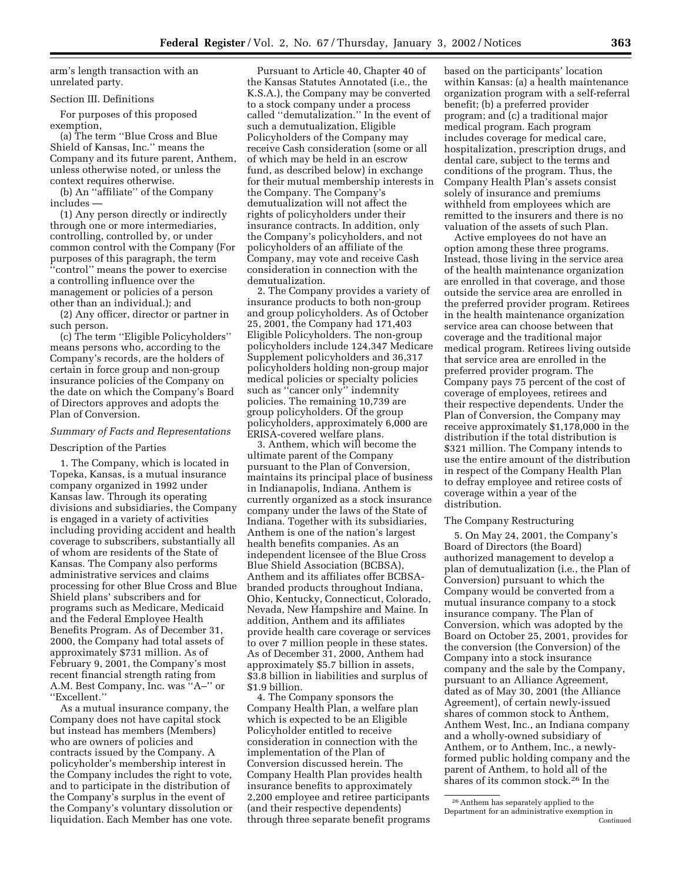arm's length transaction with an unrelated party.

Section III. Definitions

For purposes of this proposed exemption,

(a) The term ''Blue Cross and Blue Shield of Kansas, Inc.'' means the Company and its future parent, Anthem, unless otherwise noted, or unless the context requires otherwise.

(b) An ''affiliate'' of the Company includes —

(1) Any person directly or indirectly through one or more intermediaries, controlling, controlled by, or under common control with the Company (For purposes of this paragraph, the term ''control'' means the power to exercise a controlling influence over the management or policies of a person other than an individual.); and

(2) Any officer, director or partner in such person.

(c) The term ''Eligible Policyholders'' means persons who, according to the Company's records, are the holders of certain in force group and non-group insurance policies of the Company on the date on which the Company's Board of Directors approves and adopts the Plan of Conversion.

*Summary of Facts and Representations*

Description of the Parties

1. The Company, which is located in Topeka, Kansas, is a mutual insurance company organized in 1992 under Kansas law. Through its operating divisions and subsidiaries, the Company is engaged in a variety of activities including providing accident and health coverage to subscribers, substantially all of whom are residents of the State of Kansas. The Company also performs administrative services and claims processing for other Blue Cross and Blue Shield plans' subscribers and for programs such as Medicare, Medicaid and the Federal Employee Health Benefits Program. As of December 31, 2000, the Company had total assets of approximately $731 million. As of February 9, 2001, the Company's most recent financial strength rating from A.M. Best Company, Inc. was ''A–'' or ''Excellent.''

As a mutual insurance company, the Company does not have capital stock but instead has members (Members) who are owners of policies and contracts issued by the Company. A policyholder's membership interest in the Company includes the right to vote, and to participate in the distribution of the Company's surplus in the event of the Company's voluntary dissolution or liquidation. Each Member has one vote.

Pursuant to Article 40, Chapter 40 of the Kansas Statutes Annotated (i.e., the K.S.A.), the Company may be converted to a stock company under a process called ''demutalization.'' In the event of such a demutalization, Eligible Policyholders of the Company may receive Cash consideration (some or all of which may be held in an escrow fund, as described below) in exchange for their mutual membership interests in the Company. The Company's demutalization will not affect the rights of policyholders under their insurance contracts. In addition, only the Company's policyholders, and not policyholders of an affiliate of the Company, may vote and receive Cash consideration in connection with the demutalization.

2. The Company provides a variety of insurance products to both non-group and group policyholders. As of October 25, 2001, the Company had 171,403 Eligible Policyholders. The non-group policyholders include 124,347 Medicare Supplement policyholders and 36,317 policyholders holding non-group major medical policies or specialty policies such as ''cancer only'' indemnity policies. The remaining 10,739 are group policyholders. Of the group policyholders, approximately 6,000 are ERISA-covered welfare plans.

3. Anthem, which will become the ultimate parent of the Company pursuant to the Plan of Conversion, maintains its principal place of business in Indianapolis, Indiana. Anthem is currently organized as a stock insurance company under the laws of the State of Indiana. Together with its subsidiaries, Anthem is one of the nation's largest health benefits companies. As an independent licensee of the Blue Cross Blue Shield Association (BCBSA), Anthem and its affiliates offer BCBSA-branded products throughout Indiana, Ohio, Kentucky, Connecticut, Colorado, Nevada, New Hampshire and Maine. In addition, Anthem and its affiliates provide health care coverage or services to over 7 million people in these states. As of December 31, 2000, Anthem had approximately $5.7 billion in assets, $3.8 billion in liabilities and surplus of $1.9 billion.

4. The Company sponsors the Company Health Plan, a welfare plan which is expected to be an Eligible Policyholder entitled to receive consideration in connection with the implementation of the Plan of Conversion discussed herein. The Company Health Plan provides health insurance benefits to approximately 2,200 employee and retiree participants (and their respective dependents) through three separate benefit programs based on the participants' location within Kansas: (a) a health maintenance organization program with a self-referral benefit; (b) a preferred provider program; and (c) a traditional major medical program. Each program includes coverage for medical care, hospitalization, prescription drugs, and dental care, subject to the terms and conditions of the program. Thus, the Company Health Plan's assets consist solely of insurance and premiums withheld from employees which are remitted to the insurers and there is no valuation of the assets of such Plan.

Active employees do not have an option among these three programs. Instead, those living in the service area of the health maintenance organization are enrolled in that coverage, and those outside the service area are enrolled in the preferred provider program. Retirees in the health maintenance organization service area can choose between that coverage and the traditional major medical program. Retirees living outside that service area are enrolled in the preferred provider program. The Company pays 75 percent of the cost of coverage of employees, retirees and their respective dependents. Under the Plan of Conversion, the Company may receive approximately $1,178,000 in the distribution if the total distribution is $321 million. The Company intends to use the entire amount of the distribution in respect of the Company Health Plan to defray employee and retiree costs of coverage within a year of the distribution.

The Company Restructuring

5. On May 24, 2001, the Company's Board of Directors (the Board) authorized management to develop a plan of demutualization (i.e., the Plan of Conversion) pursuant to which the Company would be converted from a mutual insurance company to a stock insurance company. The Plan of Conversion, which was adopted by the Board on October 25, 2001, provides for the conversion (the Conversion) of the Company into a stock insurance company and the sale by the Company, pursuant to an Alliance Agreement, dated as of May 30, 2001 (the Alliance Agreement), of certain newly-issued shares of common stock to Anthem, Anthem West, Inc., an Indiana company and a wholly-owned subsidiary of Anthem, or to Anthem, Inc., a newly-formed public holding company and the parent of Anthem, to hold all of the shares of its common stock.[26] In the

[26] Anthem has separately applied to the Department for an administrative exemption in

Continued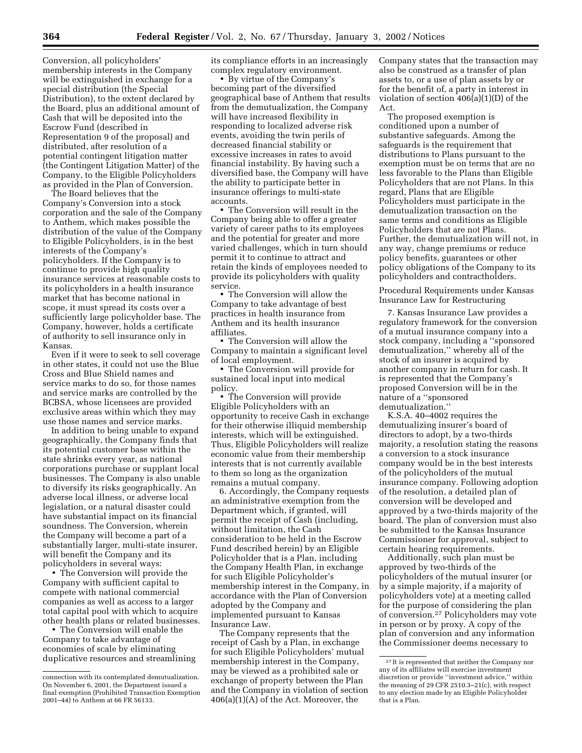Conversion, all policyholders' membership interests in the Company will be extinguished in exchange for a special distribution (the Special Distribution), to the extent declared by the Board, plus an additional amount of Cash that will be deposited into the Escrow Fund (described in Representation 9 of the proposal) and distributed, after resolution of a potential contingent litigation matter (the Contingent Litigation Matter) of the Company, to the Eligible Policyholders as provided in the Plan of Conversion.

The Board believes that the Company's Conversion into a stock corporation and the sale of the Company to Anthem, which makes possible the distribution of the value of the Company to Eligible Policyholders, is in the best interests of the Company's policyholders. If the Company is to continue to provide high quality insurance services at reasonable costs to its policyholders in a health insurance market that has become national in scope, it must spread its costs over a sufficiently large policyholder base. The Company, however, holds a certificate of authority to sell insurance only in Kansas.

Even if it were to seek to sell coverage in other states, it could not use the Blue Cross and Blue Shield names and service marks to do so, for those names and service marks are controlled by the BCBSA, whose licensees are provided exclusive areas within which they may use those names and service marks.

In addition to being unable to expand geographically, the Company finds that its potential customer base within the state shrinks every year, as national corporations purchase or supplant local businesses. The Company is also unable to diversify its risks geographically. An adverse local illness, or adverse local legislation, or a natural disaster could have substantial impact on its financial soundness. The Conversion, wherein the Company will become a part of a substantially larger, multi-state insurer, will benefit the Company and its policyholders in several ways:

- The Conversion will provide the Company with sufficient capital to compete with national commercial companies as well as access to a larger total capital pool with which to acquire other health plans or related businesses.
- The Conversion will enable the Company to take advantage of economies of scale by eliminating duplicative resources and streamlining its compliance efforts in an increasingly complex regulatory environment.
- By virtue of the Company's becoming part of the diversified geographical base of Anthem that results from the demutualization, the Company will have increased flexibility in responding to localized adverse risk events, avoiding the twin perils of decreased financial stability or excessive increases in rates to avoid financial instability. By having such a diversified base, the Company will have the ability to participate better in insurance offerings to multi-state accounts.
- The Conversion will result in the Company being able to offer a greater variety of career paths to its employees and the potential for greater and more varied challenges, which in turn should permit it to continue to attract and retain the kinds of employees needed to provide its policyholders with quality service.
- The Conversion will allow the Company to take advantage of best practices in health insurance from Anthem and its health insurance affiliates.
- The Conversion will allow the Company to maintain a significant level of local employment.
- The Conversion will provide for sustained local input into medical policy.
- The Conversion will provide Eligible Policyholders with an opportunity to receive Cash in exchange for their otherwise illiquid membership interests, which will be extinguished. Thus, Eligible Policyholders will realize economic value from their membership interests that is not currently available to them so long as the organization remains a mutual company.

6. Accordingly, the Company requests an administrative exemption from the Department which, if granted, will permit the receipt of Cash (including, without limitation, the Cash consideration to be held in the Escrow Fund described herein) by an Eligible Policyholder that is a Plan, including the Company Health Plan, in exchange for such Eligible Policyholder's membership interest in the Company, in accordance with the Plan of Conversion adopted by the Company and implemented pursuant to Kansas Insurance Law.

The Company represents that the receipt of Cash by a Plan, in exchange for such Eligible Policyholders' mutual membership interest in the Company, may be viewed as a prohibited sale or exchange of property between the Plan and the Company in violation of section 406(a)(1)(A) of the Act. Moreover, the Company states that the transaction may also be construed as a transfer of plan assets to, or a use of plan assets by or for the benefit of, a party in interest in violation of section 406(a)(1)(D) of the Act.

The proposed exemption is conditioned upon a number of substantive safeguards. Among the safeguards is the requirement that distributions to Plans pursuant to the exemption must be on terms that are no less favorable to the Plans than Eligible Policyholders that are not Plans. In this regard, Plans that are Eligible Policyholders must participate in the demutualization transaction on the same terms and conditions as Eligible Policyholders that are not Plans. Further, the demutualization will not, in any way, change premiums or reduce policy benefits, guarantees or other policy obligations of the Company to its policyholders and contractholders.

Procedural Requirements under Kansas Insurance Law for Restructuring

7. Kansas Insurance Law provides a regulatory framework for the conversion of a mutual insurance company into a stock company, including a ''sponsored demutualization,'' whereby all of the stock of an insurer is acquired by another company in return for cash. It is represented that the Company's proposed Conversion will be in the nature of a ''sponsored demutualization.''

K.S.A. 40–4002 requires the demutualizing insurer's board of directors to adopt, by a two-thirds majority, a resolution stating the reasons a conversion to a stock insurance company would be in the best interests of the policyholders of the mutual insurance company. Following adoption of the resolution, a detailed plan of conversion will be developed and approved by a two-thirds majority of the board. The plan of conversion must also be submitted to the Kansas Insurance Commissioner for approval, subject to certain hearing requirements.

Additionally, such plan must be approved by two-thirds of the policyholders of the mutual insurer (or by a simple majority, if a majority of policyholders vote) at a meeting called for the purpose of considering the plan of conversion.[27] Policyholders may vote in person or by proxy. A copy of the plan of conversion and any information the Commissioner deems necessary to

---

connection with its contemplated demutualization. On November 6, 2001, the Department issued a final exemption (Prohibited Transaction Exemption 2001–44) to Anthem at 66 FR 56133.

[27] It is represented that neither the Company nor any of its affiliates will exercise investment discretion or provide ''investment advice,'' within the meaning of 29 CFR 2510.3–21(c), with respect to any election made by an Eligible Policyholder that is a Plan.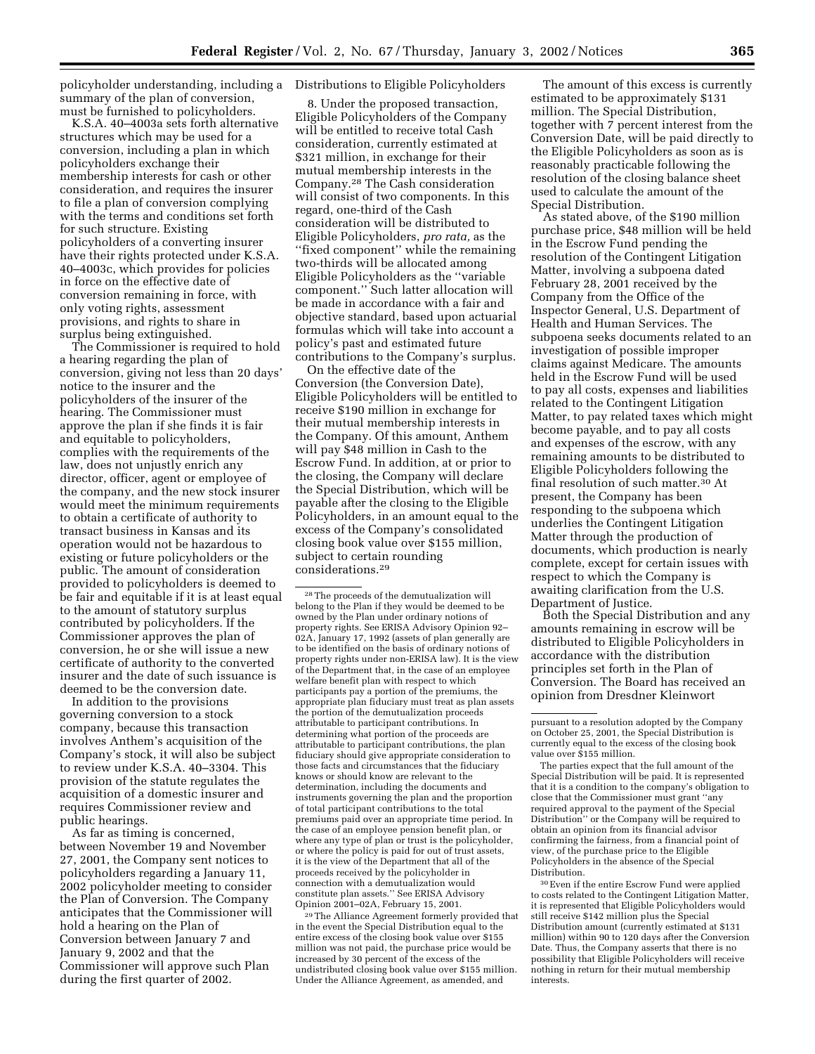policyholder understanding, including a summary of the plan of conversion, must be furnished to policyholders.

K.S.A. 40–4003a sets forth alternative structures which may be used for a conversion, including a plan in which policyholders exchange their membership interests for cash or other consideration, and requires the insurer to file a plan of conversion complying with the terms and conditions set forth for such structure. Existing policyholders of a converting insurer have their rights protected under K.S.A. 40–4003c, which provides for policies in force on the effective date of conversion remaining in force, with only voting rights, assessment provisions, and rights to share in surplus being extinguished.

The Commissioner is required to hold a hearing regarding the plan of conversion, giving not less than 20 days' notice to the insurer and the policyholders of the insurer of the hearing. The Commissioner must approve the plan if she finds it is fair and equitable to policyholders, complies with the requirements of the law, does not unjustly enrich any director, officer, agent or employee of the company, and the new stock insurer would meet the minimum requirements to obtain a certificate of authority to transact business in Kansas and its operation would not be hazardous to existing or future policyholders or the public. The amount of consideration provided to policyholders is deemed to be fair and equitable if it is at least equal to the amount of statutory surplus contributed by policyholders. If the Commissioner approves the plan of conversion, he or she will issue a new certificate of authority to the converted insurer and the date of such issuance is deemed to be the conversion date.

In addition to the provisions governing conversion to a stock company, because this transaction involves Anthem's acquisition of the Company's stock, it will also be subject to review under K.S.A. 40–3304. This provision of the statute regulates the acquisition of a domestic insurer and requires Commissioner review and public hearings.

As far as timing is concerned, between November 19 and November 27, 2001, the Company sent notices to policyholders regarding a January 11, 2002 policyholder meeting to consider the Plan of Conversion. The Company anticipates that the Commissioner will hold a hearing on the Plan of Conversion between January 7 and January 9, 2002 and that the Commissioner will approve such Plan during the first quarter of 2002.

Distributions to Eligible Policyholders

8. Under the proposed transaction, Eligible Policyholders of the Company will be entitled to receive total Cash consideration, currently estimated at $321 million, in exchange for their mutual membership interests in the Company.[28] The Cash consideration will consist of two components. In this regard, one-third of the Cash consideration will be distributed to Eligible Policyholders, *pro rata,* as the "fixed component" while the remaining two-thirds will be allocated among Eligible Policyholders as the "variable component." Such latter allocation will be made in accordance with a fair and objective standard, based upon actuarial formulas which will take into account a policy's past and estimated future contributions to the Company's surplus.

On the effective date of the Conversion (the Conversion Date), Eligible Policyholders will be entitled to receive $190 million in exchange for their mutual membership interests in the Company. Of this amount, Anthem will pay $48 million in Cash to the Escrow Fund. In addition, at or prior to the closing, the Company will declare the Special Distribution, which will be payable after the closing to the Eligible Policyholders, in an amount equal to the excess of the Company's consolidated closing book value over $155 million, subject to certain rounding considerations.[29]

The amount of this excess is currently estimated to be approximately $131 million. The Special Distribution, together with 7 percent interest from the Conversion Date, will be paid directly to the Eligible Policyholders as soon as is reasonably practicable following the resolution of the closing balance sheet used to calculate the amount of the Special Distribution.

As stated above, of the $190 million purchase price, $48 million will be held in the Escrow Fund pending the resolution of the Contingent Litigation Matter, involving a subpoena dated February 28, 2001 received by the Company from the Office of the Inspector General, U.S. Department of Health and Human Services. The subpoena seeks documents related to an investigation of possible improper claims against Medicare. The amounts held in the Escrow Fund will be used to pay all costs, expenses and liabilities related to the Contingent Litigation Matter, to pay related taxes which might become payable, and to pay all costs and expenses of the escrow, with any remaining amounts to be distributed to Eligible Policyholders following the final resolution of such matter.[30] At present, the Company has been responding to the subpoena which underlies the Contingent Litigation Matter through the production of documents, which production is nearly complete, except for certain issues with respect to which the Company is awaiting clarification from the U.S. Department of Justice.

Both the Special Distribution and any amounts remaining in escrow will be distributed to Eligible Policyholders in accordance with the distribution principles set forth in the Plan of Conversion. The Board has received an opinion from Dresdner Kleinwort

---

[28] The proceeds of the demutualization will belong to the Plan if they would be deemed to be owned by the Plan under ordinary notions of property rights. See ERISA Advisory Opinion 92–02A, January 17, 1992 (assets of plan generally are to be identified on the basis of ordinary notions of property rights under non-ERISA law). It is the view of the Department that, in the case of an employee welfare benefit plan with respect to which participants pay a portion of the premiums, the appropriate plan fiduciary must treat as plan assets the portion of the demutualization proceeds attributable to participant contributions. In determining what portion of the proceeds are attributable to participant contributions, the plan fiduciary should give appropriate consideration to those facts and circumstances that the fiduciary knows or should know are relevant to the determination, including the documents and instruments governing the plan and the proportion of total participant contributions to the total premiums paid over an appropriate time period. In the case of an employee pension benefit plan, or where any type of plan or trust is the policyholder, or where the policy is paid for out of trust assets, it is the view of the Department that all of the proceeds received by the policyholder in connection with a demutualization would constitute plan assets." See ERISA Advisory Opinion 2001–02A, February 15, 2001.

[29] The Alliance Agreement formerly provided that in the event the Special Distribution equal to the entire excess of the closing book value over $155 million was not paid, the purchase price would be increased by 30 percent of the excess of the undistributed closing book value over $155 million. Under the Alliance Agreement, as amended, and pursuant to a resolution adopted by the Company on October 25, 2001, the Special Distribution is currently equal to the excess of the closing book value over $155 million.

The parties expect that the full amount of the Special Distribution will be paid. It is represented that it is a condition to the company's obligation to close that the Commissioner must grant "any required approval to the payment of the Special Distribution" or the Company will be required to obtain an opinion from its financial advisor confirming the fairness, from a financial point of view, of the purchase price to the Eligible Policyholders in the absence of the Special Distribution.

[30] Even if the entire Escrow Fund were applied to costs related to the Contingent Litigation Matter, it is represented that Eligible Policyholders would still receive $142 million plus the Special Distribution amount (currently estimated at $131 million) within 90 to 120 days after the Conversion Date. Thus, the Company asserts that there is no possibility that Eligible Policyholders will receive nothing in return for their mutual membership interests.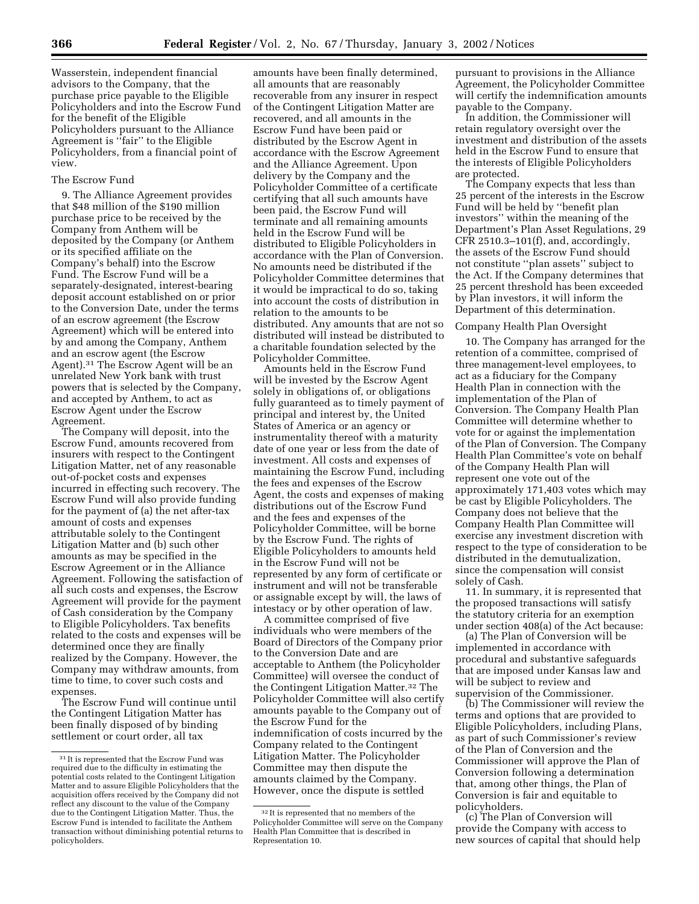Wasserstein, independent financial advisors to the Company, that the purchase price payable to the Eligible Policyholders and into the Escrow Fund for the benefit of the Eligible Policyholders pursuant to the Alliance Agreement is ''fair'' to the Eligible Policyholders, from a financial point of view.

The Escrow Fund

9. The Alliance Agreement provides that $48 million of the $190 million purchase price to be received by the Company from Anthem will be deposited by the Company (or Anthem or its specified affiliate on the Company's behalf) into the Escrow Fund. The Escrow Fund will be a separately-designated, interest-bearing deposit account established on or prior to the Conversion Date, under the terms of an escrow agreement (the Escrow Agreement) which will be entered into by and among the Company, Anthem and an escrow agent (the Escrow Agent).[31] The Escrow Agent will be an unrelated New York bank with trust powers that is selected by the Company, and accepted by Anthem, to act as Escrow Agent under the Escrow Agreement.

The Company will deposit, into the Escrow Fund, amounts recovered from insurers with respect to the Contingent Litigation Matter, net of any reasonable out-of-pocket costs and expenses incurred in effecting such recovery. The Escrow Fund will also provide funding for the payment of (a) the net after-tax amount of costs and expenses attributable solely to the Contingent Litigation Matter and (b) such other amounts as may be specified in the Escrow Agreement or in the Alliance Agreement. Following the satisfaction of all such costs and expenses, the Escrow Agreement will provide for the payment of Cash consideration by the Company to Eligible Policyholders. Tax benefits related to the costs and expenses will be determined once they are finally realized by the Company. However, the Company may withdraw amounts, from time to time, to cover such costs and expenses.

The Escrow Fund will continue until the Contingent Litigation Matter has been finally disposed of by binding settlement or court order, all tax amounts have been finally determined, all amounts that are reasonably recoverable from any insurer in respect of the Contingent Litigation Matter are recovered, and all amounts in the Escrow Fund have been paid or distributed by the Escrow Agent in accordance with the Escrow Agreement and the Alliance Agreement. Upon delivery by the Company and the Policyholder Committee of a certificate certifying that all such amounts have been paid, the Escrow Fund will terminate and all remaining amounts held in the Escrow Fund will be distributed to Eligible Policyholders in accordance with the Plan of Conversion. No amounts need be distributed if the Policyholder Committee determines that it would be impractical to do so, taking into account the costs of distribution in relation to the amounts to be distributed. Any amounts that are not so distributed will instead be distributed to a charitable foundation selected by the Policyholder Committee.

Amounts held in the Escrow Fund will be invested by the Escrow Agent solely in obligations of, or obligations fully guaranteed as to timely payment of principal and interest by, the United States of America or an agency or instrumentality thereof with a maturity date of one year or less from the date of investment. All costs and expenses of maintaining the Escrow Fund, including the fees and expenses of the Escrow Agent, the costs and expenses of making distributions out of the Escrow Fund and the fees and expenses of the Policyholder Committee, will be borne by the Escrow Fund. The rights of Eligible Policyholders to amounts held in the Escrow Fund will not be represented by any form of certificate or instrument and will not be transferable or assignable except by will, the laws of intestacy or by other operation of law.

A committee comprised of five individuals who were members of the Board of Directors of the Company prior to the Conversion Date and are acceptable to Anthem (the Policyholder Committee) will oversee the conduct of the Contingent Litigation Matter.[32] The Policyholder Committee will also certify amounts payable to the Company out of the Escrow Fund for the indemnification of costs incurred by the Company related to the Contingent Litigation Matter. The Policyholder Committee may then dispute the amounts claimed by the Company. However, once the dispute is settled pursuant to provisions in the Alliance Agreement, the Policyholder Committee will certify the indemnification amounts payable to the Company.

In addition, the Commissioner will retain regulatory oversight over the investment and distribution of the assets held in the Escrow Fund to ensure that the interests of Eligible Policyholders are protected.

The Company expects that less than 25 percent of the interests in the Escrow Fund will be held by ''benefit plan investors'' within the meaning of the Department's Plan Asset Regulations, 29 CFR 2510.3–101(f), and, accordingly, the assets of the Escrow Fund should not constitute ''plan assets'' subject to the Act. If the Company determines that 25 percent threshold has been exceeded by Plan investors, it will inform the Department of this determination.

Company Health Plan Oversight

10. The Company has arranged for the retention of a committee, comprised of three management-level employees, to act as a fiduciary for the Company Health Plan in connection with the implementation of the Plan of Conversion. The Company Health Plan Committee will determine whether to vote for or against the implementation of the Plan of Conversion. The Company Health Plan Committee's vote on behalf of the Company Health Plan will represent one vote out of the approximately 171,403 votes which may be cast by Eligible Policyholders. The Company does not believe that the Company Health Plan Committee will exercise any investment discretion with respect to the type of consideration to be distributed in the demutualization, since the compensation will consist solely of Cash.

11. In summary, it is represented that the proposed transactions will satisfy the statutory criteria for an exemption under section 408(a) of the Act because:

(a) The Plan of Conversion will be implemented in accordance with procedural and substantive safeguards that are imposed under Kansas law and will be subject to review and supervision of the Commissioner.

(b) The Commissioner will review the terms and options that are provided to Eligible Policyholders, including Plans, as part of such Commissioner's review of the Plan of Conversion and the Commissioner will approve the Plan of Conversion following a determination that, among other things, the Plan of Conversion is fair and equitable to policyholders.

(c) The Plan of Conversion will provide the Company with access to new sources of capital that should help

[31] It is represented that the Escrow Fund was required due to the difficulty in estimating the potential costs related to the Contingent Litigation Matter and to assure Eligible Policyholders that the acquisition offers received by the Company did not reflect any discount to the value of the Company due to the Contingent Litigation Matter. Thus, the Escrow Fund is intended to facilitate the Anthem transaction without diminishing potential returns to policyholders.

[32] It is represented that no members of the Policyholder Committee will serve on the Company Health Plan Committee that is described in Representation 10.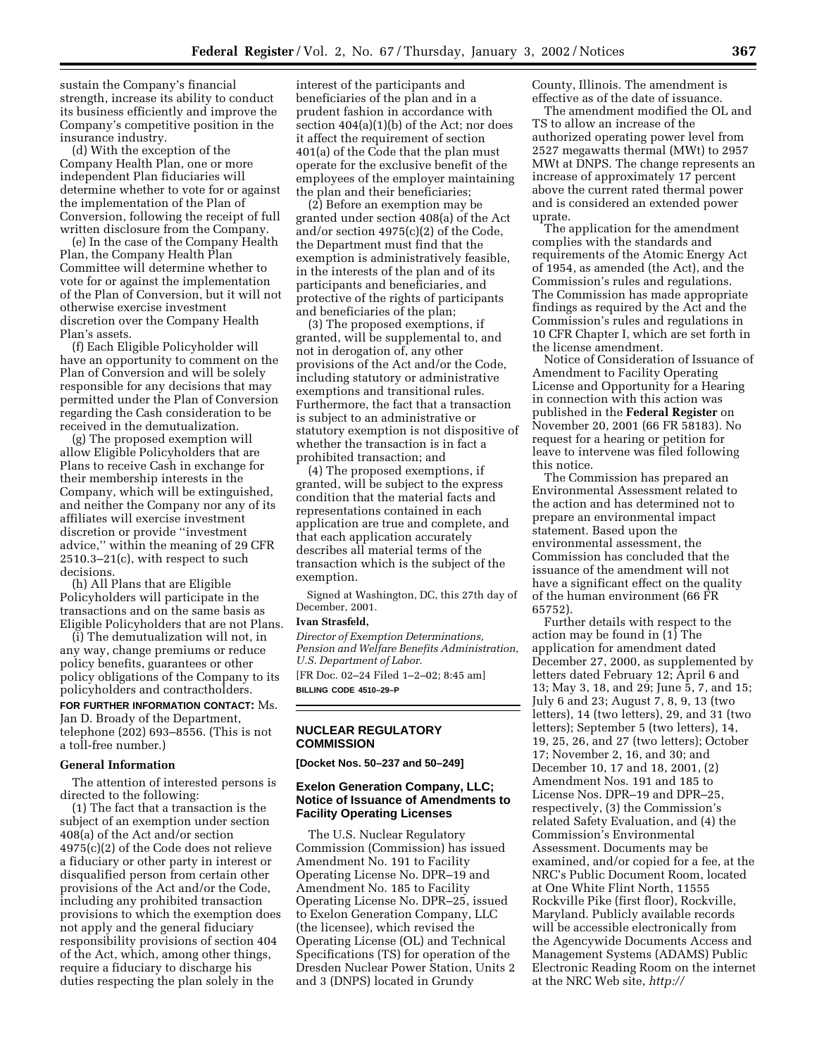sustain the Company's financial strength, increase its ability to conduct its business efficiently and improve the Company's competitive position in the insurance industry.

(d) With the exception of the Company Health Plan, one or more independent Plan fiduciaries will determine whether to vote for or against the implementation of the Plan of Conversion, following the receipt of full written disclosure from the Company.

(e) In the case of the Company Health Plan, the Company Health Plan Committee will determine whether to vote for or against the implementation of the Plan of Conversion, but it will not otherwise exercise investment discretion over the Company Health Plan's assets.

(f) Each Eligible Policyholder will have an opportunity to comment on the Plan of Conversion and will be solely responsible for any decisions that may permitted under the Plan of Conversion regarding the Cash consideration to be received in the demutualization.

(g) The proposed exemption will allow Eligible Policyholders that are Plans to receive Cash in exchange for their membership interests in the Company, which will be extinguished, and neither the Company nor any of its affiliates will exercise investment discretion or provide ''investment advice,'' within the meaning of 29 CFR 2510.3–21(c), with respect to such decisions.

(h) All Plans that are Eligible Policyholders will participate in the transactions and on the same basis as Eligible Policyholders that are not Plans.

(i) The demutualization will not, in any way, change premiums or reduce policy benefits, guarantees or other policy obligations of the Company to its policyholders and contractholders.

**FOR FURTHER INFORMATION CONTACT:** Ms. Jan D. Broady of the Department, telephone (202) 693–8556. (This is not a toll-free number.)

**General Information**

The attention of interested persons is directed to the following:

(1) The fact that a transaction is the subject of an exemption under section 408(a) of the Act and/or section 4975(c)(2) of the Code does not relieve a fiduciary or other party in interest or disqualified person from certain other provisions of the Act and/or the Code, including any prohibited transaction provisions to which the exemption does not apply and the general fiduciary responsibility provisions of section 404 of the Act, which, among other things, require a fiduciary to discharge his duties respecting the plan solely in the interest of the participants and beneficiaries of the plan and in a prudent fashion in accordance with section 404(a)(1)(b) of the Act; nor does it affect the requirement of section 401(a) of the Code that the plan must operate for the exclusive benefit of the employees of the employer maintaining the plan and their beneficiaries;

(2) Before an exemption may be granted under section 408(a) of the Act and/or section 4975(c)(2) of the Code, the Department must find that the exemption is administratively feasible, in the interests of the plan and of its participants and beneficiaries, and protective of the rights of participants and beneficiaries of the plan;

(3) The proposed exemptions, if granted, will be supplemental to, and not in derogation of, any other provisions of the Act and/or the Code, including statutory or administrative exemptions and transitional rules. Furthermore, the fact that a transaction is subject to an administrative or statutory exemption is not dispositive of whether the transaction is in fact a prohibited transaction; and

(4) The proposed exemptions, if granted, will be subject to the express condition that the material facts and representations contained in each application are true and complete, and that each application accurately describes all material terms of the transaction which is the subject of the exemption.

Signed at Washington, DC, this 27th day of December, 2001.

**Ivan Strasfeld,**

*Director of Exemption Determinations, Pension and Welfare Benefits Administration, U.S. Department of Labor.*

[FR Doc. 02–24 Filed 1–2–02; 8:45 am]

**BILLING CODE 4510–29–P**

## NUCLEAR REGULATORY COMMISSION

**[Docket Nos. 50–237 and 50–249]**

### Exelon Generation Company, LLC; Notice of Issuance of Amendments to Facility Operating Licenses

The U.S. Nuclear Regulatory Commission (Commission) has issued Amendment No. 191 to Facility Operating License No. DPR–19 and Amendment No. 185 to Facility Operating License No. DPR–25, issued to Exelon Generation Company, LLC (the licensee), which revised the Operating License (OL) and Technical Specifications (TS) for operation of the Dresden Nuclear Power Station, Units 2 and 3 (DNPS) located in Grundy County, Illinois. The amendment is effective as of the date of issuance.

The amendment modified the OL and TS to allow an increase of the authorized operating power level from 2527 megawatts thermal (MWt) to 2957 MWt at DNPS. The change represents an increase of approximately 17 percent above the current rated thermal power and is considered an extended power uprate.

The application for the amendment complies with the standards and requirements of the Atomic Energy Act of 1954, as amended (the Act), and the Commission's rules and regulations. The Commission has made appropriate findings as required by the Act and the Commission's rules and regulations in 10 CFR Chapter I, which are set forth in the license amendment.

Notice of Consideration of Issuance of Amendment to Facility Operating License and Opportunity for a Hearing in connection with this action was published in the **Federal Register** on November 20, 2001 (66 FR 58183). No request for a hearing or petition for leave to intervene was filed following this notice.

The Commission has prepared an Environmental Assessment related to the action and has determined not to prepare an environmental impact statement. Based upon the environmental assessment, the Commission has concluded that the issuance of the amendment will not have a significant effect on the quality of the human environment (66 FR 65752).

Further details with respect to the action may be found in (1) The application for amendment dated December 27, 2000, as supplemented by letters dated February 12; April 6 and 13; May 3, 18, and 29; June 5, 7, and 15; July 6 and 23; August 7, 8, 9, 13 (two letters), 14 (two letters), 29, and 31 (two letters); September 5 (two letters), 14, 19, 25, 26, and 27 (two letters); October 17; November 2, 16, and 30; and December 10, 17 and 18, 2001, (2) Amendment Nos. 191 and 185 to License Nos. DPR–19 and DPR–25, respectively, (3) the Commission's related Safety Evaluation, and (4) the Commission's Environmental Assessment. Documents may be examined, and/or copied for a fee, at the NRC's Public Document Room, located at One White Flint North, 11555 Rockville Pike (first floor), Rockville, Maryland. Publicly available records will be accessible electronically from the Agencywide Documents Access and Management Systems (ADAMS) Public Electronic Reading Room on the internet at the NRC Web site, *http://*